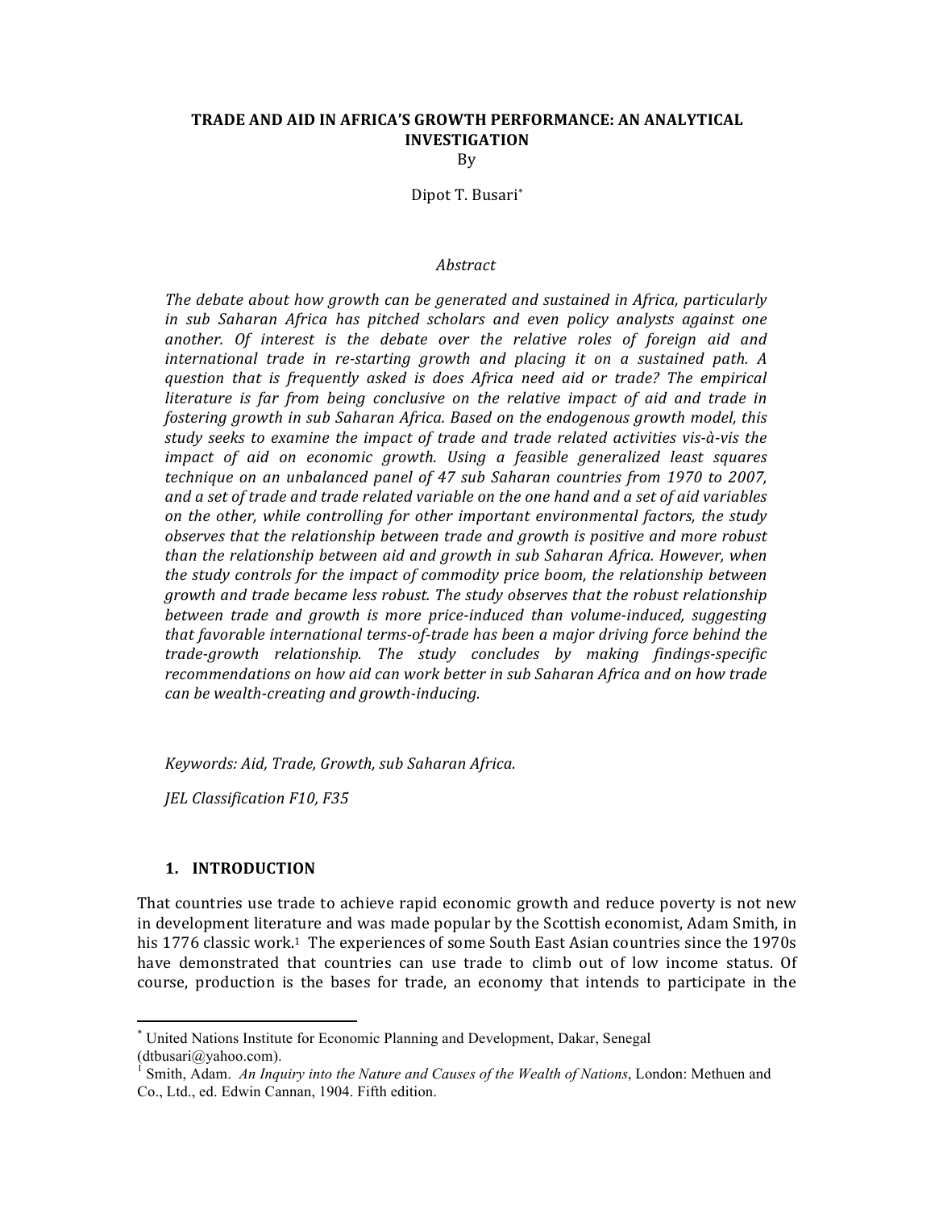# TRADE AND AID IN AFRICA'S GROWTH PERFORMANCE: AN ANALYTICAL INVESTIGATION

By

Dipot T. Busari[*]

*Abstract*

*The debate about how growth can be generated and sustained in Africa, particularly in sub Saharan Africa has pitched scholars and even policy analysts against one another. Of interest is the debate over the relative roles of foreign aid and international trade in re-starting growth and placing it on a sustained path. A question that is frequently asked is does Africa need aid or trade? The empirical literature is far from being conclusive on the relative impact of aid and trade in fostering growth in sub Saharan Africa. Based on the endogenous growth model, this study seeks to examine the impact of trade and trade related activities vis-à-vis the impact of aid on economic growth. Using a feasible generalized least squares technique on an unbalanced panel of 47 sub Saharan countries from 1970 to 2007, and a set of trade and trade related variable on the one hand and a set of aid variables on the other, while controlling for other important environmental factors, the study observes that the relationship between trade and growth is positive and more robust than the relationship between aid and growth in sub Saharan Africa. However, when the study controls for the impact of commodity price boom, the relationship between growth and trade became less robust. The study observes that the robust relationship between trade and growth is more price-induced than volume-induced, suggesting that favorable international terms-of-trade has been a major driving force behind the trade-growth relationship. The study concludes by making findings-specific recommendations on how aid can work better in sub Saharan Africa and on how trade can be wealth-creating and growth-inducing.*

*Keywords: Aid, Trade, Growth, sub Saharan Africa.*

*JEL Classification F10, F35*

## 1. INTRODUCTION

That countries use trade to achieve rapid economic growth and reduce poverty is not new in development literature and was made popular by the Scottish economist, Adam Smith, in his 1776 classic work.[1] The experiences of some South East Asian countries since the 1970s have demonstrated that countries can use trade to climb out of low income status. Of course, production is the bases for trade, an economy that intends to participate in the

---

[*] United Nations Institute for Economic Planning and Development, Dakar, Senegal (dtbusari@yahoo.com).

[1] Smith, Adam. *An Inquiry into the Nature and Causes of the Wealth of Nations*, London: Methuen and Co., Ltd., ed. Edwin Cannan, 1904. Fifth edition.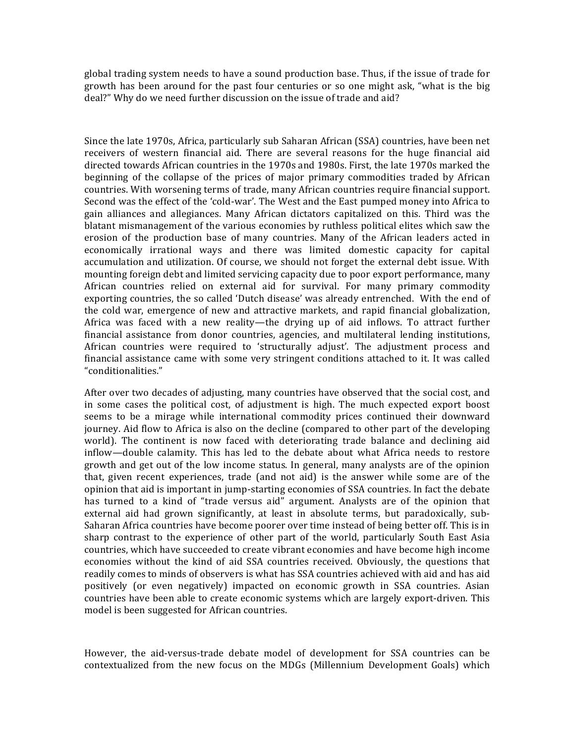global trading system needs to have a sound production base. Thus, if the issue of trade for growth has been around for the past four centuries or so one might ask, "what is the big deal?" Why do we need further discussion on the issue of trade and aid?

Since the late 1970s, Africa, particularly sub Saharan African (SSA) countries, have been net receivers of western financial aid. There are several reasons for the huge financial aid directed towards African countries in the 1970s and 1980s. First, the late 1970s marked the beginning of the collapse of the prices of major primary commodities traded by African countries. With worsening terms of trade, many African countries require financial support. Second was the effect of the 'cold-war'. The West and the East pumped money into Africa to gain alliances and allegiances. Many African dictators capitalized on this. Third was the blatant mismanagement of the various economies by ruthless political elites which saw the erosion of the production base of many countries. Many of the African leaders acted in economically irrational ways and there was limited domestic capacity for capital accumulation and utilization. Of course, we should not forget the external debt issue. With mounting foreign debt and limited servicing capacity due to poor export performance, many African countries relied on external aid for survival. For many primary commodity exporting countries, the so called 'Dutch disease' was already entrenched. With the end of the cold war, emergence of new and attractive markets, and rapid financial globalization, Africa was faced with a new reality—the drying up of aid inflows. To attract further financial assistance from donor countries, agencies, and multilateral lending institutions, African countries were required to 'structurally adjust'. The adjustment process and financial assistance came with some very stringent conditions attached to it. It was called "conditionalities."

After over two decades of adjusting, many countries have observed that the social cost, and in some cases the political cost, of adjustment is high. The much expected export boost seems to be a mirage while international commodity prices continued their downward journey. Aid flow to Africa is also on the decline (compared to other part of the developing world). The continent is now faced with deteriorating trade balance and declining aid inflow—double calamity. This has led to the debate about what Africa needs to restore growth and get out of the low income status. In general, many analysts are of the opinion that, given recent experiences, trade (and not aid) is the answer while some are of the opinion that aid is important in jump-starting economies of SSA countries. In fact the debate has turned to a kind of "trade versus aid" argument. Analysts are of the opinion that external aid had grown significantly, at least in absolute terms, but paradoxically, sub-Saharan Africa countries have become poorer over time instead of being better off. This is in sharp contrast to the experience of other part of the world, particularly South East Asia countries, which have succeeded to create vibrant economies and have become high income economies without the kind of aid SSA countries received. Obviously, the questions that readily comes to minds of observers is what has SSA countries achieved with aid and has aid positively (or even negatively) impacted on economic growth in SSA countries. Asian countries have been able to create economic systems which are largely export-driven. This model is been suggested for African countries.

However, the aid-versus-trade debate model of development for SSA countries can be contextualized from the new focus on the MDGs (Millennium Development Goals) which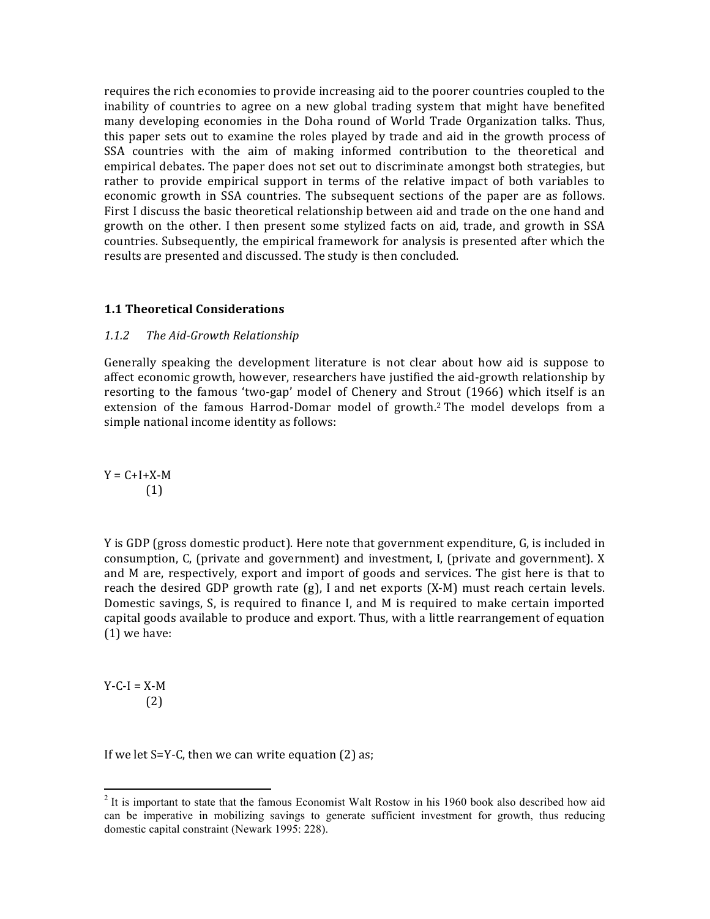requires the rich economies to provide increasing aid to the poorer countries coupled to the inability of countries to agree on a new global trading system that might have benefited many developing economies in the Doha round of World Trade Organization talks. Thus, this paper sets out to examine the roles played by trade and aid in the growth process of SSA countries with the aim of making informed contribution to the theoretical and empirical debates. The paper does not set out to discriminate amongst both strategies, but rather to provide empirical support in terms of the relative impact of both variables to economic growth in SSA countries. The subsequent sections of the paper are as follows. First I discuss the basic theoretical relationship between aid and trade on the one hand and growth on the other. I then present some stylized facts on aid, trade, and growth in SSA countries. Subsequently, the empirical framework for analysis is presented after which the results are presented and discussed. The study is then concluded.

### 1.1 Theoretical Considerations

#### *1.1.2 The Aid-Growth Relationship*

Generally speaking the development literature is not clear about how aid is suppose to affect economic growth, however, researchers have justified the aid-growth relationship by resorting to the famous 'two-gap' model of Chenery and Strout (1966) which itself is an extension of the famous Harrod-Domar model of growth.[2] The model develops from a simple national income identity as follows:

$$Y = C+I+X-M \quad (1)$$

Y is GDP (gross domestic product). Here note that government expenditure, G, is included in consumption, C, (private and government) and investment, I, (private and government). X and M are, respectively, export and import of goods and services. The gist here is that to reach the desired GDP growth rate (g), I and net exports (X-M) must reach certain levels. Domestic savings, S, is required to finance I, and M is required to make certain imported capital goods available to produce and export. Thus, with a little rearrangement of equation (1) we have:

$$Y-C-I = X-M \quad (2)$$

If we let $S=Y-C$, then we can write equation (2) as;

[2] It is important to state that the famous Economist Walt Rostow in his 1960 book also described how aid can be imperative in mobilizing savings to generate sufficient investment for growth, thus reducing domestic capital constraint (Newark 1995: 228).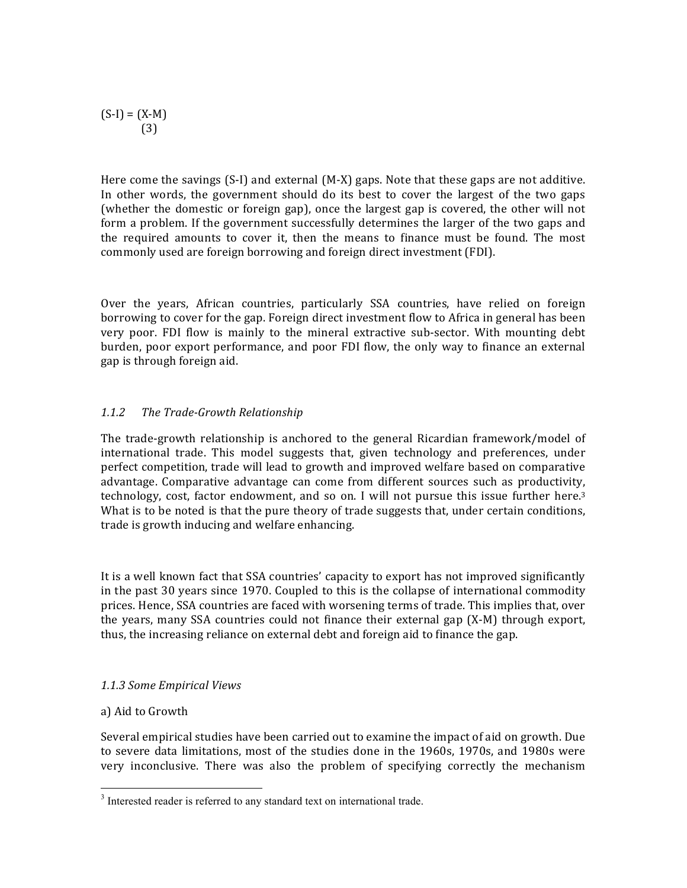$$(S-I) = (X-M) \quad (3)$$

Here come the savings (S-I) and external (M-X) gaps. Note that these gaps are not additive. In other words, the government should do its best to cover the largest of the two gaps (whether the domestic or foreign gap), once the largest gap is covered, the other will not form a problem. If the government successfully determines the larger of the two gaps and the required amounts to cover it, then the means to finance must be found. The most commonly used are foreign borrowing and foreign direct investment (FDI).

Over the years, African countries, particularly SSA countries, have relied on foreign borrowing to cover for the gap. Foreign direct investment flow to Africa in general has been very poor. FDI flow is mainly to the mineral extractive sub-sector. With mounting debt burden, poor export performance, and poor FDI flow, the only way to finance an external gap is through foreign aid.

### *1.1.2 The Trade-Growth Relationship*

The trade-growth relationship is anchored to the general Ricardian framework/model of international trade. This model suggests that, given technology and preferences, under perfect competition, trade will lead to growth and improved welfare based on comparative advantage. Comparative advantage can come from different sources such as productivity, technology, cost, factor endowment, and so on. I will not pursue this issue further here.[3] What is to be noted is that the pure theory of trade suggests that, under certain conditions, trade is growth inducing and welfare enhancing.

It is a well known fact that SSA countries' capacity to export has not improved significantly in the past 30 years since 1970. Coupled to this is the collapse of international commodity prices. Hence, SSA countries are faced with worsening terms of trade. This implies that, over the years, many SSA countries could not finance their external gap (X-M) through export, thus, the increasing reliance on external debt and foreign aid to finance the gap.

### *1.1.3 Some Empirical Views*

a) Aid to Growth

Several empirical studies have been carried out to examine the impact of aid on growth. Due to severe data limitations, most of the studies done in the 1960s, 1970s, and 1980s were very inconclusive. There was also the problem of specifying correctly the mechanism

[3] Interested reader is referred to any standard text on international trade.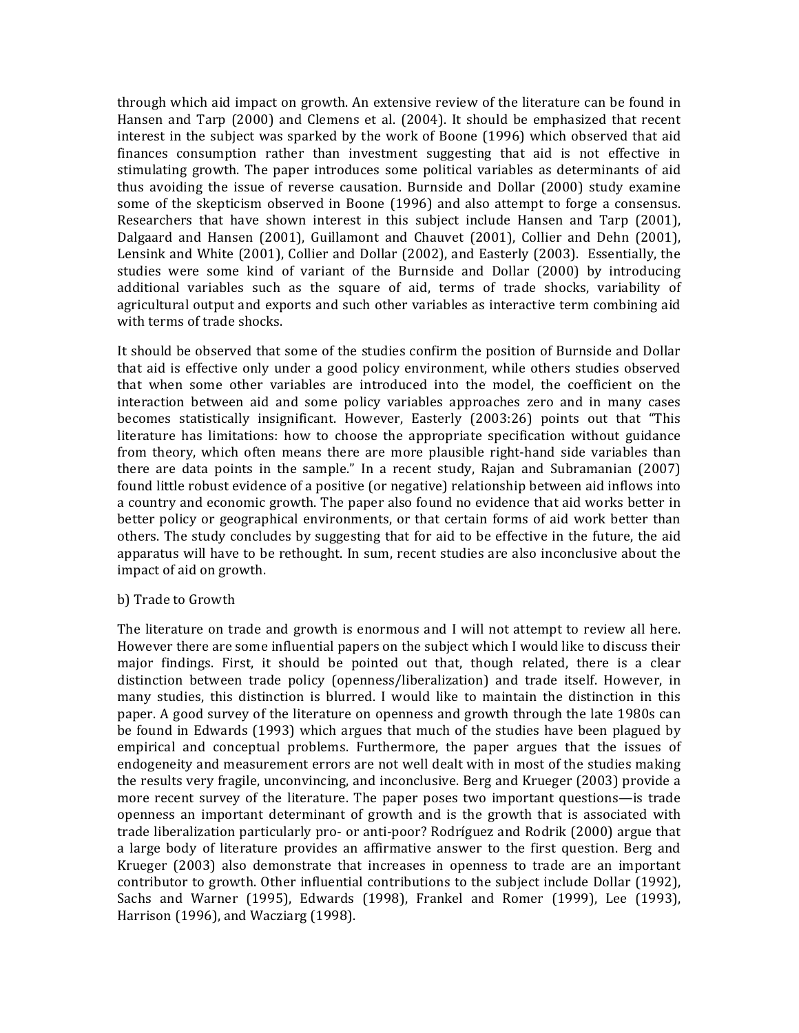through which aid impact on growth. An extensive review of the literature can be found in Hansen and Tarp (2000) and Clemens et al. (2004). It should be emphasized that recent interest in the subject was sparked by the work of Boone (1996) which observed that aid finances consumption rather than investment suggesting that aid is not effective in stimulating growth. The paper introduces some political variables as determinants of aid thus avoiding the issue of reverse causation. Burnside and Dollar (2000) study examine some of the skepticism observed in Boone (1996) and also attempt to forge a consensus. Researchers that have shown interest in this subject include Hansen and Tarp (2001), Dalgaard and Hansen (2001), Guillamont and Chauvet (2001), Collier and Dehn (2001), Lensink and White (2001), Collier and Dollar (2002), and Easterly (2003). Essentially, the studies were some kind of variant of the Burnside and Dollar (2000) by introducing additional variables such as the square of aid, terms of trade shocks, variability of agricultural output and exports and such other variables as interactive term combining aid with terms of trade shocks.

It should be observed that some of the studies confirm the position of Burnside and Dollar that aid is effective only under a good policy environment, while others studies observed that when some other variables are introduced into the model, the coefficient on the interaction between aid and some policy variables approaches zero and in many cases becomes statistically insignificant. However, Easterly (2003:26) points out that "This literature has limitations: how to choose the appropriate specification without guidance from theory, which often means there are more plausible right-hand side variables than there are data points in the sample." In a recent study, Rajan and Subramanian (2007) found little robust evidence of a positive (or negative) relationship between aid inflows into a country and economic growth. The paper also found no evidence that aid works better in better policy or geographical environments, or that certain forms of aid work better than others. The study concludes by suggesting that for aid to be effective in the future, the aid apparatus will have to be rethought. In sum, recent studies are also inconclusive about the impact of aid on growth.

b) Trade to Growth

The literature on trade and growth is enormous and I will not attempt to review all here. However there are some influential papers on the subject which I would like to discuss their major findings. First, it should be pointed out that, though related, there is a clear distinction between trade policy (openness/liberalization) and trade itself. However, in many studies, this distinction is blurred. I would like to maintain the distinction in this paper. A good survey of the literature on openness and growth through the late 1980s can be found in Edwards (1993) which argues that much of the studies have been plagued by empirical and conceptual problems. Furthermore, the paper argues that the issues of endogeneity and measurement errors are not well dealt with in most of the studies making the results very fragile, unconvincing, and inconclusive. Berg and Krueger (2003) provide a more recent survey of the literature. The paper poses two important questions—is trade openness an important determinant of growth and is the growth that is associated with trade liberalization particularly pro- or anti-poor? Rodríguez and Rodrik (2000) argue that a large body of literature provides an affirmative answer to the first question. Berg and Krueger (2003) also demonstrate that increases in openness to trade are an important contributor to growth. Other influential contributions to the subject include Dollar (1992), Sachs and Warner (1995), Edwards (1998), Frankel and Romer (1999), Lee (1993), Harrison (1996), and Wacziarg (1998).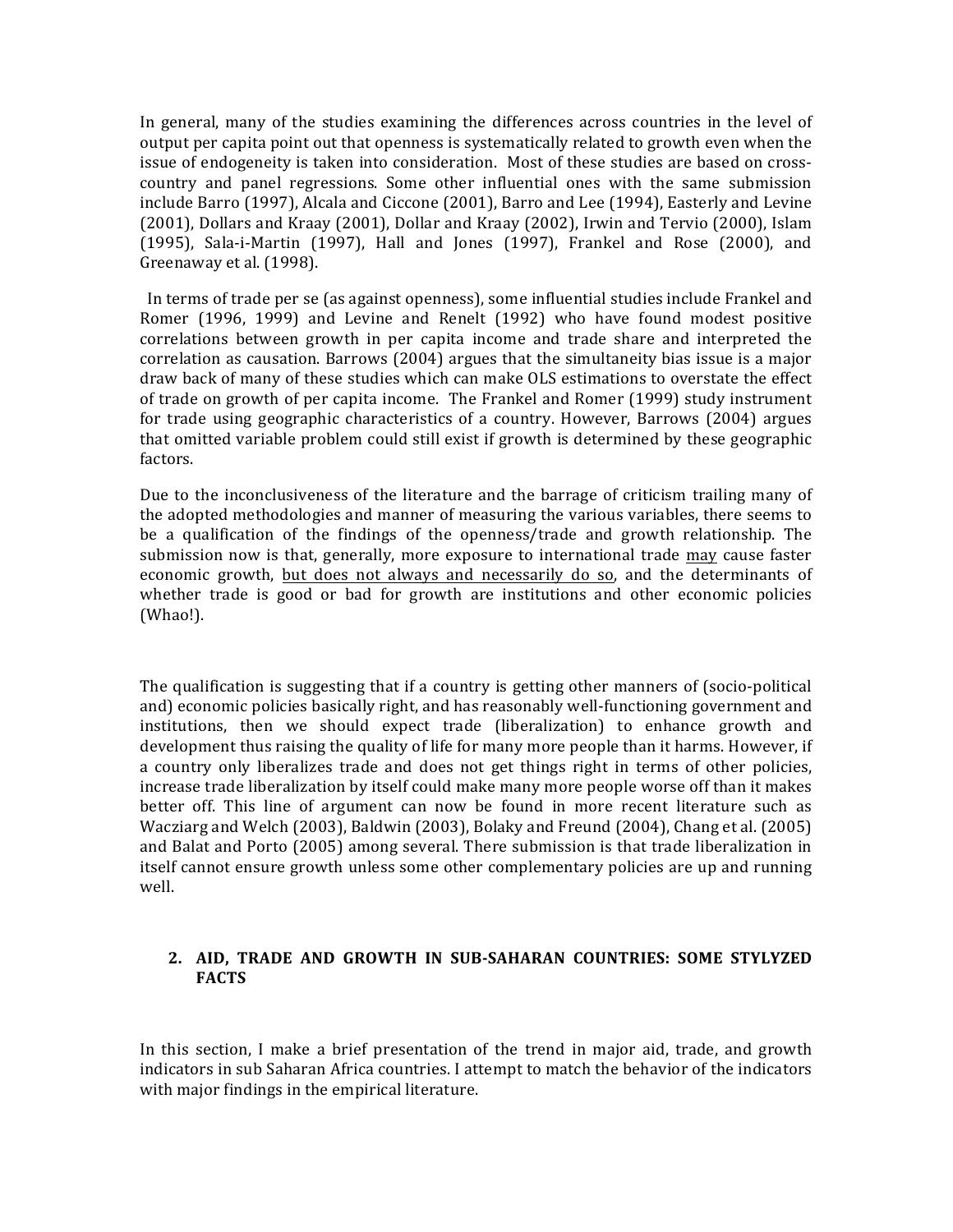In general, many of the studies examining the differences across countries in the level of output per capita point out that openness is systematically related to growth even when the issue of endogeneity is taken into consideration. Most of these studies are based on cross-country and panel regressions. Some other influential ones with the same submission include Barro (1997), Alcala and Ciccone (2001), Barro and Lee (1994), Easterly and Levine (2001), Dollars and Kraay (2001), Dollar and Kraay (2002), Irwin and Tervio (2000), Islam (1995), Sala-i-Martin (1997), Hall and Jones (1997), Frankel and Rose (2000), and Greenaway et al. (1998).

In terms of trade per se (as against openness), some influential studies include Frankel and Romer (1996, 1999) and Levine and Renelt (1992) who have found modest positive correlations between growth in per capita income and trade share and interpreted the correlation as causation. Barrows (2004) argues that the simultaneity bias issue is a major draw back of many of these studies which can make OLS estimations to overstate the effect of trade on growth of per capita income. The Frankel and Romer (1999) study instrument for trade using geographic characteristics of a country. However, Barrows (2004) argues that omitted variable problem could still exist if growth is determined by these geographic factors.

Due to the inconclusiveness of the literature and the barrage of criticism trailing many of the adopted methodologies and manner of measuring the various variables, there seems to be a qualification of the findings of the openness/trade and growth relationship. The submission now is that, generally, more exposure to international trade <u>may</u> cause faster economic growth, <u>but does not always and necessarily do so</u>, and the determinants of whether trade is good or bad for growth are institutions and other economic policies (Whao!).

The qualification is suggesting that if a country is getting other manners of (socio-political and) economic policies basically right, and has reasonably well-functioning government and institutions, then we should expect trade (liberalization) to enhance growth and development thus raising the quality of life for many more people than it harms. However, if a country only liberalizes trade and does not get things right in terms of other policies, increase trade liberalization by itself could make many more people worse off than it makes better off. This line of argument can now be found in more recent literature such as Wacziarg and Welch (2003), Baldwin (2003), Bolaky and Freund (2004), Chang et al. (2005) and Balat and Porto (2005) among several. There submission is that trade liberalization in itself cannot ensure growth unless some other complementary policies are up and running well.

## 2. AID, TRADE AND GROWTH IN SUB-SAHARAN COUNTRIES: SOME STYLYZED FACTS

In this section, I make a brief presentation of the trend in major aid, trade, and growth indicators in sub Saharan Africa countries. I attempt to match the behavior of the indicators with major findings in the empirical literature.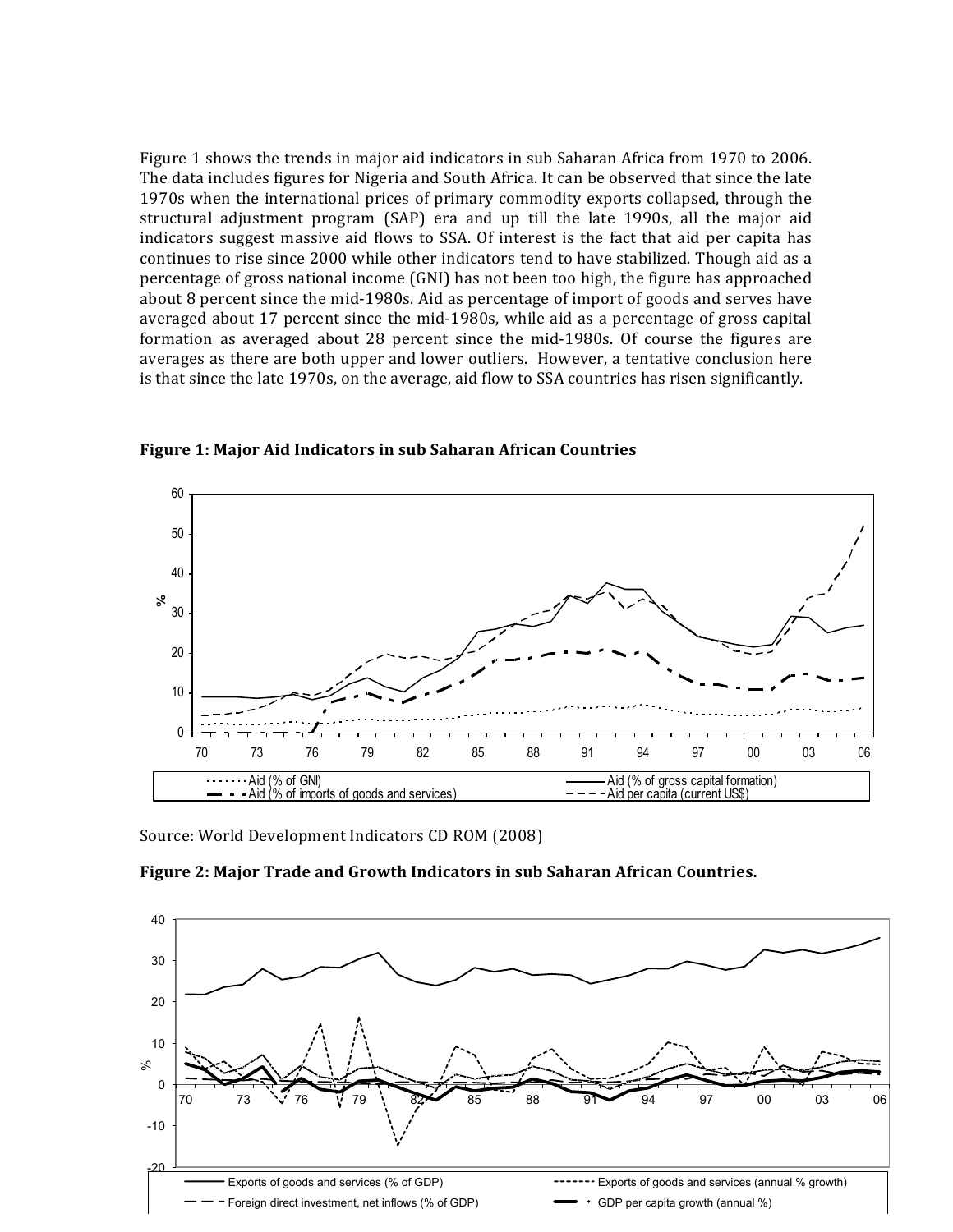Figure 1 shows the trends in major aid indicators in sub Saharan Africa from 1970 to 2006. The data includes figures for Nigeria and South Africa. It can be observed that since the late 1970s when the international prices of primary commodity exports collapsed, through the structural adjustment program (SAP) era and up till the late 1990s, all the major aid indicators suggest massive aid flows to SSA. Of interest is the fact that aid per capita has continues to rise since 2000 while other indicators tend to have stabilized. Though aid as a percentage of gross national income (GNI) has not been too high, the figure has approached about 8 percent since the mid-1980s. Aid as percentage of import of goods and serves have averaged about 17 percent since the mid-1980s, while aid as a percentage of gross capital formation as averaged about 28 percent since the mid-1980s. Of course the figures are averages as there are both upper and lower outliers. However, a tentative conclusion here is that since the late 1970s, on the average, aid flow to SSA countries has risen significantly.

**Figure 1: Major Aid Indicators in sub Saharan African Countries**

Source: World Development Indicators CD ROM (2008)

**Figure 2: Major Trade and Growth Indicators in sub Saharan African Countries.**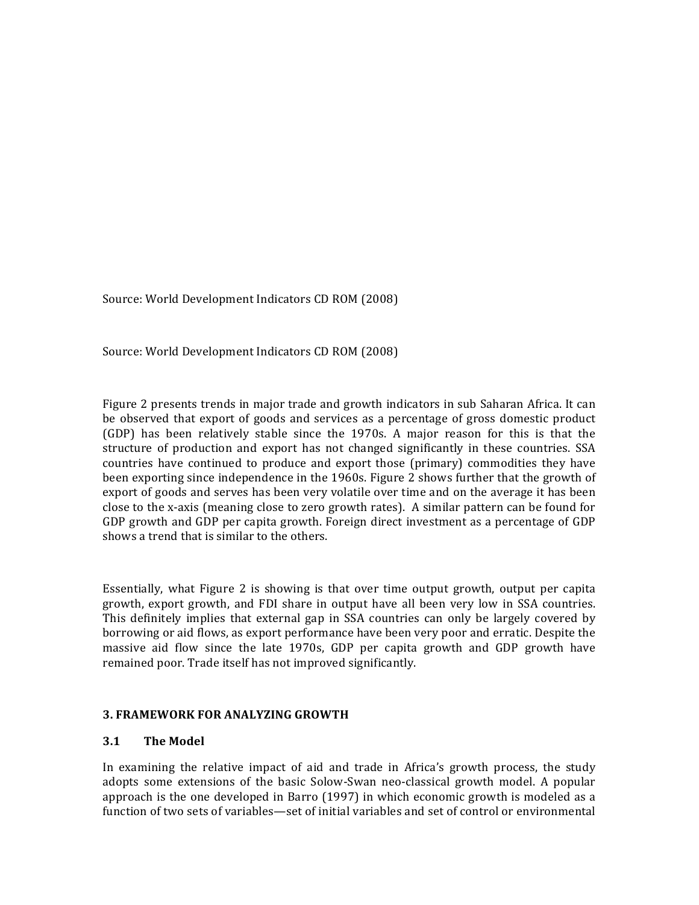Source: World Development Indicators CD ROM (2008)

Source: World Development Indicators CD ROM (2008)

Figure 2 presents trends in major trade and growth indicators in sub Saharan Africa. It can be observed that export of goods and services as a percentage of gross domestic product (GDP) has been relatively stable since the 1970s. A major reason for this is that the structure of production and export has not changed significantly in these countries. SSA countries have continued to produce and export those (primary) commodities they have been exporting since independence in the 1960s. Figure 2 shows further that the growth of export of goods and serves has been very volatile over time and on the average it has been close to the x-axis (meaning close to zero growth rates). A similar pattern can be found for GDP growth and GDP per capita growth. Foreign direct investment as a percentage of GDP shows a trend that is similar to the others.

Essentially, what Figure 2 is showing is that over time output growth, output per capita growth, export growth, and FDI share in output have all been very low in SSA countries. This definitely implies that external gap in SSA countries can only be largely covered by borrowing or aid flows, as export performance have been very poor and erratic. Despite the massive aid flow since the late 1970s, GDP per capita growth and GDP growth have remained poor. Trade itself has not improved significantly.

## 3. FRAMEWORK FOR ANALYZING GROWTH

### 3.1 The Model

In examining the relative impact of aid and trade in Africa's growth process, the study adopts some extensions of the basic Solow-Swan neo-classical growth model. A popular approach is the one developed in Barro (1997) in which economic growth is modeled as a function of two sets of variables—set of initial variables and set of control or environmental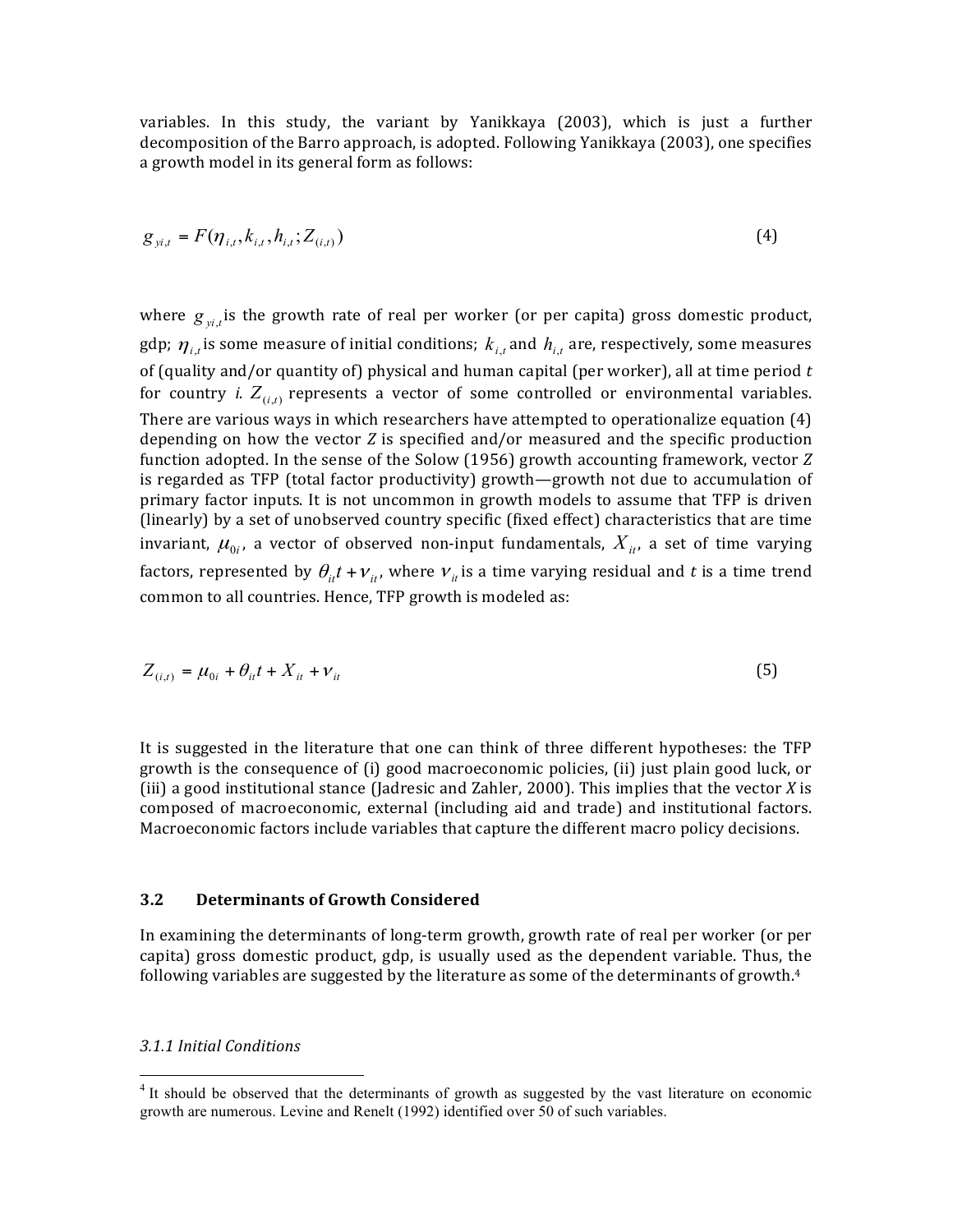variables. In this study, the variant by Yanikkaya (2003), which is just a further decomposition of the Barro approach, is adopted. Following Yanikkaya (2003), one specifies a growth model in its general form as follows:

$$g_{yi,t} = F(\eta_{i,t}, k_{i,t}, h_{i,t}; Z_{(i,t)}) \tag{4}$$

where $g_{yi,t}$ is the growth rate of real per worker (or per capita) gross domestic product, gdp; $\eta_{i,t}$ is some measure of initial conditions; $k_{i,t}$ and $h_{i,t}$ are, respectively, some measures of (quality and/or quantity of) physical and human capital (per worker), all at time period *t* for country *i*. $Z_{(i,t)}$ represents a vector of some controlled or environmental variables. There are various ways in which researchers have attempted to operationalize equation (4) depending on how the vector *Z* is specified and/or measured and the specific production function adopted. In the sense of the Solow (1956) growth accounting framework, vector *Z* is regarded as TFP (total factor productivity) growth—growth not due to accumulation of primary factor inputs. It is not uncommon in growth models to assume that TFP is driven (linearly) by a set of unobserved country specific (fixed effect) characteristics that are time invariant, $\mu_{0i}$, a vector of observed non-input fundamentals, $X_{it}$, a set of time varying factors, represented by $\theta_{it}t + \nu_{it}$, where $\nu_{it}$ is a time varying residual and *t* is a time trend common to all countries. Hence, TFP growth is modeled as:

$$Z_{(i,t)} = \mu_{0i} + \theta_{it}t + X_{it} + \nu_{it} \tag{5}$$

It is suggested in the literature that one can think of three different hypotheses: the TFP growth is the consequence of (i) good macroeconomic policies, (ii) just plain good luck, or (iii) a good institutional stance (Jadresic and Zahler, 2000). This implies that the vector *X* is composed of macroeconomic, external (including aid and trade) and institutional factors. Macroeconomic factors include variables that capture the different macro policy decisions.

### 3.2 Determinants of Growth Considered

In examining the determinants of long-term growth, growth rate of real per worker (or per capita) gross domestic product, gdp, is usually used as the dependent variable. Thus, the following variables are suggested by the literature as some of the determinants of growth.[4]

*3.1.1 Initial Conditions*

[4] It should be observed that the determinants of growth as suggested by the vast literature on economic growth are numerous. Levine and Renelt (1992) identified over 50 of such variables.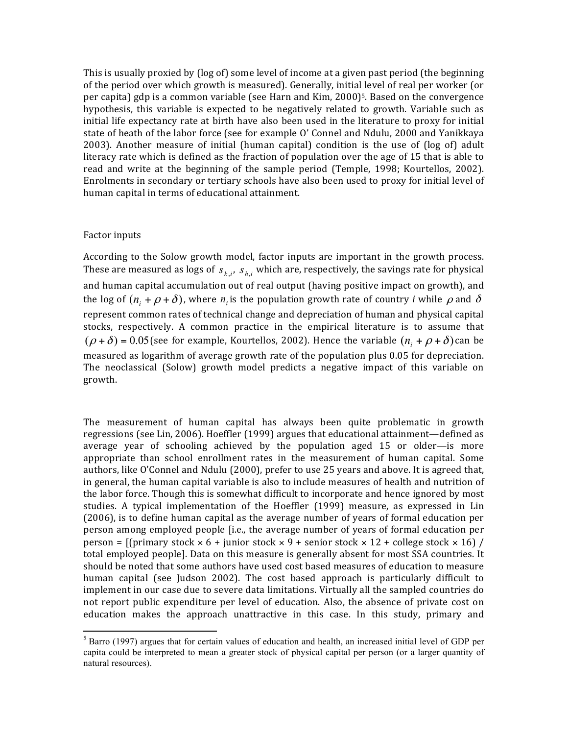This is usually proxied by (log of) some level of income at a given past period (the beginning of the period over which growth is measured). Generally, initial level of real per worker (or per capita) gdp is a common variable (see Harn and Kim, 2000)[5]. Based on the convergence hypothesis, this variable is expected to be negatively related to growth. Variable such as initial life expectancy rate at birth have also been used in the literature to proxy for initial state of heath of the labor force (see for example O' Connel and Ndulu, 2000 and Yanikkaya 2003). Another measure of initial (human capital) condition is the use of (log of) adult literacy rate which is defined as the fraction of population over the age of 15 that is able to read and write at the beginning of the sample period (Temple, 1998; Kourtellos, 2002). Enrolments in secondary or tertiary schools have also been used to proxy for initial level of human capital in terms of educational attainment.

Factor inputs

According to the Solow growth model, factor inputs are important in the growth process. These are measured as logs of $s_{k,i}$, $s_{h,i}$ which are, respectively, the savings rate for physical and human capital accumulation out of real output (having positive impact on growth), and the log of $(n_i + \rho + \delta)$, where $n_i$ is the population growth rate of country *i* while $\rho$ and $\delta$ represent common rates of technical change and depreciation of human and physical capital stocks, respectively. A common practice in the empirical literature is to assume that $(\rho + \delta) = 0.05$ (see for example, Kourtellos, 2002). Hence the variable $(n_i + \rho + \delta)$ can be measured as logarithm of average growth rate of the population plus 0.05 for depreciation. The neoclassical (Solow) growth model predicts a negative impact of this variable on growth.

The measurement of human capital has always been quite problematic in growth regressions (see Lin, 2006). Hoeffler (1999) argues that educational attainment—defined as average year of schooling achieved by the population aged 15 or older—is more appropriate than school enrollment rates in the measurement of human capital. Some authors, like O'Connel and Ndulu (2000), prefer to use 25 years and above. It is agreed that, in general, the human capital variable is also to include measures of health and nutrition of the labor force. Though this is somewhat difficult to incorporate and hence ignored by most studies. A typical implementation of the Hoeffler (1999) measure, as expressed in Lin (2006), is to define human capital as the average number of years of formal education per person among employed people [i.e., the average number of years of formal education per person = [(primary stock × 6 + junior stock × 9 + senior stock × 12 + college stock × 16) / total employed people]. Data on this measure is generally absent for most SSA countries. It should be noted that some authors have used cost based measures of education to measure human capital (see Judson 2002). The cost based approach is particularly difficult to implement in our case due to severe data limitations. Virtually all the sampled countries do not report public expenditure per level of education. Also, the absence of private cost on education makes the approach unattractive in this case. In this study, primary and

[5] Barro (1997) argues that for certain values of education and health, an increased initial level of GDP per capita could be interpreted to mean a greater stock of physical capital per person (or a larger quantity of natural resources).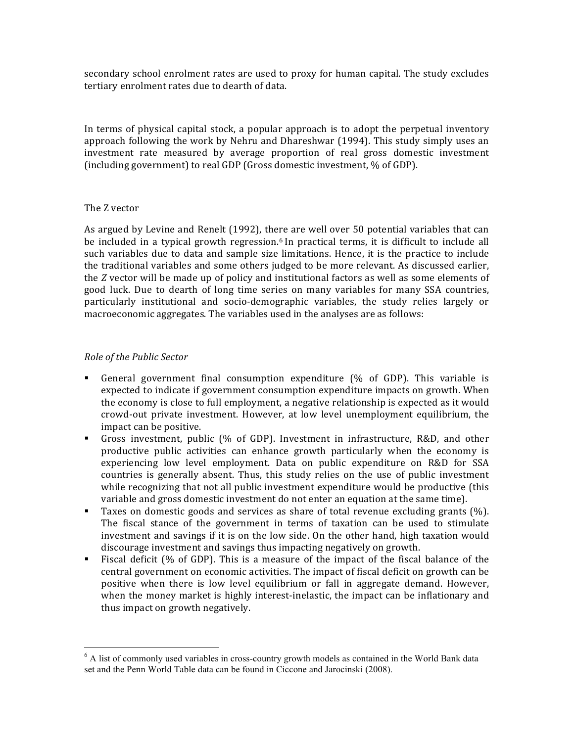secondary school enrolment rates are used to proxy for human capital. The study excludes tertiary enrolment rates due to dearth of data.

In terms of physical capital stock, a popular approach is to adopt the perpetual inventory approach following the work by Nehru and Dhareshwar (1994). This study simply uses an investment rate measured by average proportion of real gross domestic investment (including government) to real GDP (Gross domestic investment, % of GDP).

The Z vector

As argued by Levine and Renelt (1992), there are well over 50 potential variables that can be included in a typical growth regression.[6] In practical terms, it is difficult to include all such variables due to data and sample size limitations. Hence, it is the practice to include the traditional variables and some others judged to be more relevant. As discussed earlier, the *Z* vector will be made up of policy and institutional factors as well as some elements of good luck. Due to dearth of long time series on many variables for many SSA countries, particularly institutional and socio-demographic variables, the study relies largely or macroeconomic aggregates. The variables used in the analyses are as follows:

*Role of the Public Sector*

- General government final consumption expenditure (% of GDP). This variable is expected to indicate if government consumption expenditure impacts on growth. When the economy is close to full employment, a negative relationship is expected as it would crowd-out private investment. However, at low level unemployment equilibrium, the impact can be positive.
- Gross investment, public (% of GDP). Investment in infrastructure, R&D, and other productive public activities can enhance growth particularly when the economy is experiencing low level employment. Data on public expenditure on R&D for SSA countries is generally absent. Thus, this study relies on the use of public investment while recognizing that not all public investment expenditure would be productive (this variable and gross domestic investment do not enter an equation at the same time).
- Taxes on domestic goods and services as share of total revenue excluding grants (%). The fiscal stance of the government in terms of taxation can be used to stimulate investment and savings if it is on the low side. On the other hand, high taxation would discourage investment and savings thus impacting negatively on growth.
- Fiscal deficit (% of GDP). This is a measure of the impact of the fiscal balance of the central government on economic activities. The impact of fiscal deficit on growth can be positive when there is low level equilibrium or fall in aggregate demand. However, when the money market is highly interest-inelastic, the impact can be inflationary and thus impact on growth negatively.

[6] A list of commonly used variables in cross-country growth models as contained in the World Bank data set and the Penn World Table data can be found in Ciccone and Jarocinski (2008).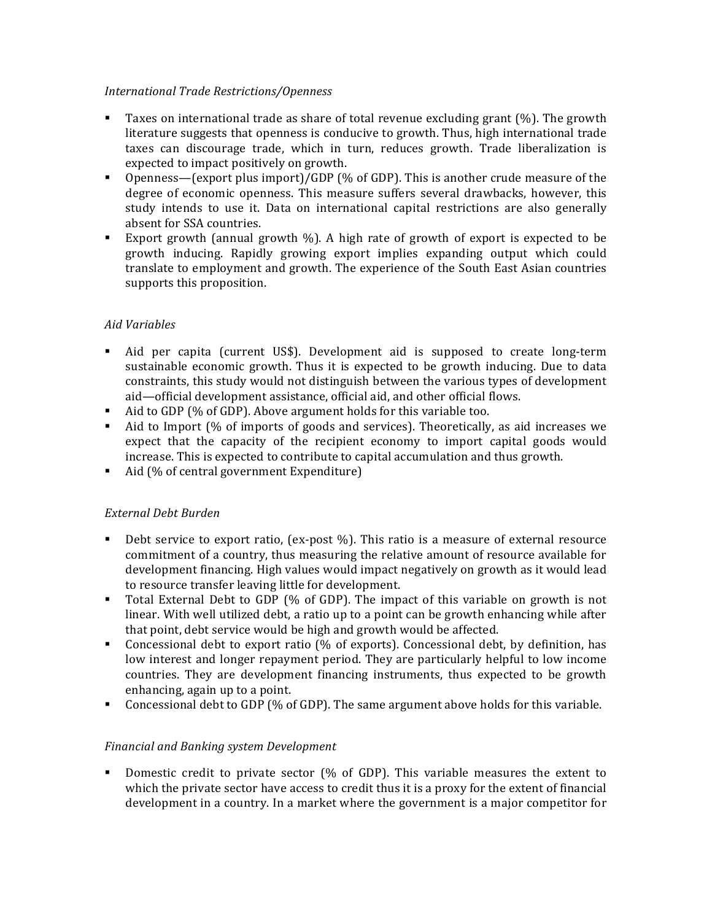*International Trade Restrictions/Openness*

- Taxes on international trade as share of total revenue excluding grant (%). The growth literature suggests that openness is conducive to growth. Thus, high international trade taxes can discourage trade, which in turn, reduces growth. Trade liberalization is expected to impact positively on growth.
- Openness—(export plus import)/GDP (% of GDP). This is another crude measure of the degree of economic openness. This measure suffers several drawbacks, however, this study intends to use it. Data on international capital restrictions are also generally absent for SSA countries.
- Export growth (annual growth %). A high rate of growth of export is expected to be growth inducing. Rapidly growing export implies expanding output which could translate to employment and growth. The experience of the South East Asian countries supports this proposition.

*Aid Variables*

- Aid per capita (current US$). Development aid is supposed to create long-term sustainable economic growth. Thus it is expected to be growth inducing. Due to data constraints, this study would not distinguish between the various types of development aid—official development assistance, official aid, and other official flows.
- Aid to GDP (% of GDP). Above argument holds for this variable too.
- Aid to Import (% of imports of goods and services). Theoretically, as aid increases we expect that the capacity of the recipient economy to import capital goods would increase. This is expected to contribute to capital accumulation and thus growth.
- Aid (% of central government Expenditure)

*External Debt Burden*

- Debt service to export ratio, (ex-post %). This ratio is a measure of external resource commitment of a country, thus measuring the relative amount of resource available for development financing. High values would impact negatively on growth as it would lead to resource transfer leaving little for development.
- Total External Debt to GDP (% of GDP). The impact of this variable on growth is not linear. With well utilized debt, a ratio up to a point can be growth enhancing while after that point, debt service would be high and growth would be affected.
- Concessional debt to export ratio (% of exports). Concessional debt, by definition, has low interest and longer repayment period. They are particularly helpful to low income countries. They are development financing instruments, thus expected to be growth enhancing, again up to a point.
- Concessional debt to GDP (% of GDP). The same argument above holds for this variable.

*Financial and Banking system Development*

- Domestic credit to private sector (% of GDP). This variable measures the extent to which the private sector have access to credit thus it is a proxy for the extent of financial development in a country. In a market where the government is a major competitor for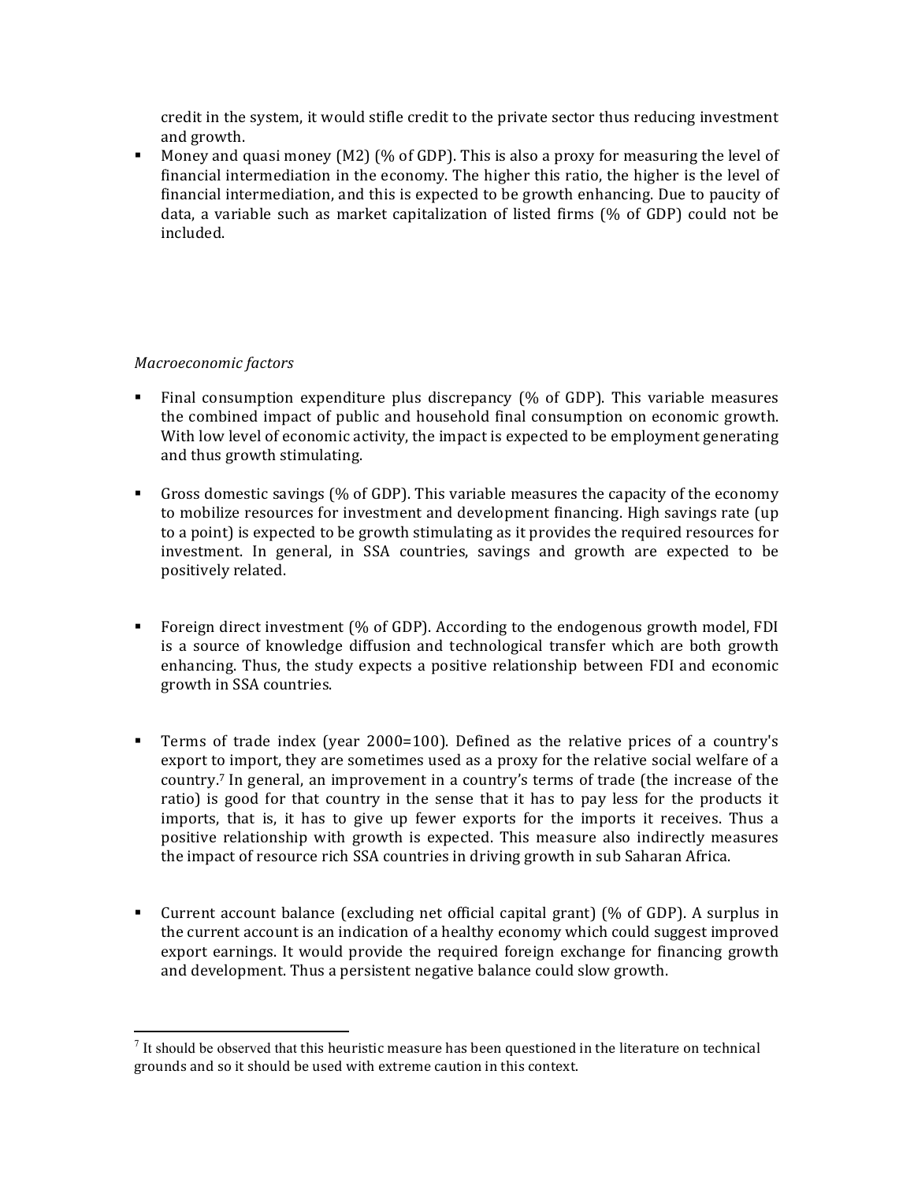credit in the system, it would stifle credit to the private sector thus reducing investment and growth.

- Money and quasi money (M2) (% of GDP). This is also a proxy for measuring the level of financial intermediation in the economy. The higher this ratio, the higher is the level of financial intermediation, and this is expected to be growth enhancing. Due to paucity of data, a variable such as market capitalization of listed firms (% of GDP) could not be included.

*Macroeconomic factors*

- Final consumption expenditure plus discrepancy (% of GDP). This variable measures the combined impact of public and household final consumption on economic growth. With low level of economic activity, the impact is expected to be employment generating and thus growth stimulating.

- Gross domestic savings (% of GDP). This variable measures the capacity of the economy to mobilize resources for investment and development financing. High savings rate (up to a point) is expected to be growth stimulating as it provides the required resources for investment. In general, in SSA countries, savings and growth are expected to be positively related.

- Foreign direct investment (% of GDP). According to the endogenous growth model, FDI is a source of knowledge diffusion and technological transfer which are both growth enhancing. Thus, the study expects a positive relationship between FDI and economic growth in SSA countries.

- Terms of trade index (year 2000=100). Defined as the relative prices of a country's export to import, they are sometimes used as a proxy for the relative social welfare of a country.[7] In general, an improvement in a country's terms of trade (the increase of the ratio) is good for that country in the sense that it has to pay less for the products it imports, that is, it has to give up fewer exports for the imports it receives. Thus a positive relationship with growth is expected. This measure also indirectly measures the impact of resource rich SSA countries in driving growth in sub Saharan Africa.

- Current account balance (excluding net official capital grant) (% of GDP). A surplus in the current account is an indication of a healthy economy which could suggest improved export earnings. It would provide the required foreign exchange for financing growth and development. Thus a persistent negative balance could slow growth.

[7] It should be observed that this heuristic measure has been questioned in the literature on technical grounds and so it should be used with extreme caution in this context.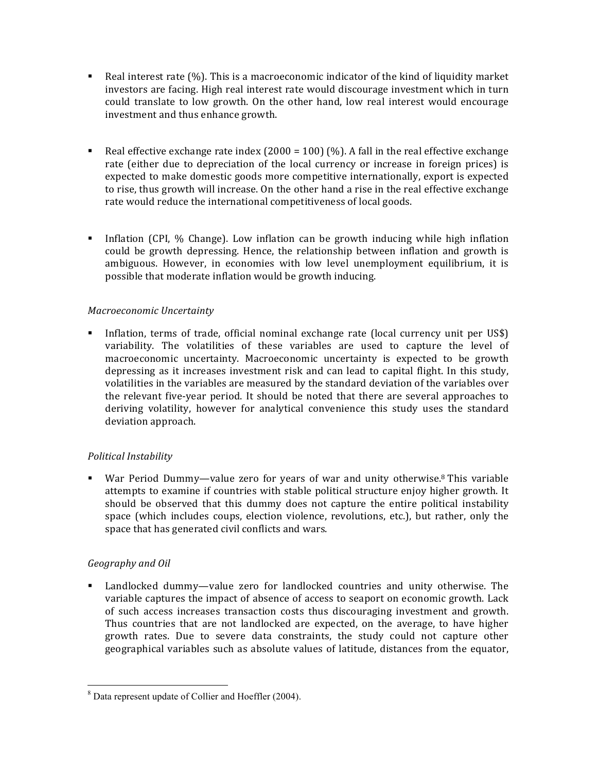- Real interest rate (%). This is a macroeconomic indicator of the kind of liquidity market investors are facing. High real interest rate would discourage investment which in turn could translate to low growth. On the other hand, low real interest would encourage investment and thus enhance growth.

- Real effective exchange rate index (2000 = 100) (%). A fall in the real effective exchange rate (either due to depreciation of the local currency or increase in foreign prices) is expected to make domestic goods more competitive internationally, export is expected to rise, thus growth will increase. On the other hand a rise in the real effective exchange rate would reduce the international competitiveness of local goods.

- Inflation (CPI, % Change). Low inflation can be growth inducing while high inflation could be growth depressing. Hence, the relationship between inflation and growth is ambiguous. However, in economies with low level unemployment equilibrium, it is possible that moderate inflation would be growth inducing.

*Macroeconomic Uncertainty*

- Inflation, terms of trade, official nominal exchange rate (local currency unit per US$) variability. The volatilities of these variables are used to capture the level of macroeconomic uncertainty. Macroeconomic uncertainty is expected to be growth depressing as it increases investment risk and can lead to capital flight. In this study, volatilities in the variables are measured by the standard deviation of the variables over the relevant five-year period. It should be noted that there are several approaches to deriving volatility, however for analytical convenience this study uses the standard deviation approach.

*Political Instability*

- War Period Dummy—value zero for years of war and unity otherwise.[8] This variable attempts to examine if countries with stable political structure enjoy higher growth. It should be observed that this dummy does not capture the entire political instability space (which includes coups, election violence, revolutions, etc.), but rather, only the space that has generated civil conflicts and wars.

*Geography and Oil*

- Landlocked dummy—value zero for landlocked countries and unity otherwise. The variable captures the impact of absence of access to seaport on economic growth. Lack of such access increases transaction costs thus discouraging investment and growth. Thus countries that are not landlocked are expected, on the average, to have higher growth rates. Due to severe data constraints, the study could not capture other geographical variables such as absolute values of latitude, distances from the equator,

[8] Data represent update of Collier and Hoeffler (2004).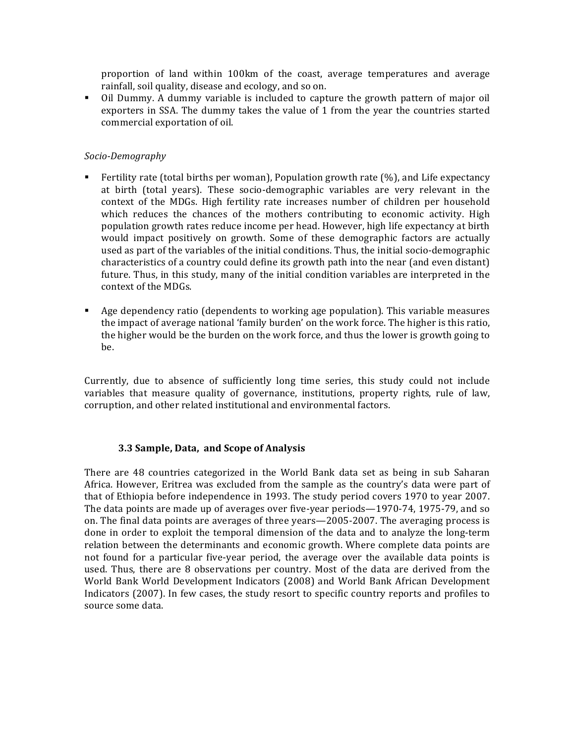proportion of land within 100km of the coast, average temperatures and average rainfall, soil quality, disease and ecology, and so on.

- Oil Dummy. A dummy variable is included to capture the growth pattern of major oil exporters in SSA. The dummy takes the value of 1 from the year the countries started commercial exportation of oil.

*Socio-Demography*

- Fertility rate (total births per woman), Population growth rate (%), and Life expectancy at birth (total years). These socio-demographic variables are very relevant in the context of the MDGs. High fertility rate increases number of children per household which reduces the chances of the mothers contributing to economic activity. High population growth rates reduce income per head. However, high life expectancy at birth would impact positively on growth. Some of these demographic factors are actually used as part of the variables of the initial conditions. Thus, the initial socio-demographic characteristics of a country could define its growth path into the near (and even distant) future. Thus, in this study, many of the initial condition variables are interpreted in the context of the MDGs.

- Age dependency ratio (dependents to working age population). This variable measures the impact of average national 'family burden' on the work force. The higher is this ratio, the higher would be the burden on the work force, and thus the lower is growth going to be.

Currently, due to absence of sufficiently long time series, this study could not include variables that measure quality of governance, institutions, property rights, rule of law, corruption, and other related institutional and environmental factors.

### 3.3 Sample, Data, and Scope of Analysis

There are 48 countries categorized in the World Bank data set as being in sub Saharan Africa. However, Eritrea was excluded from the sample as the country's data were part of that of Ethiopia before independence in 1993. The study period covers 1970 to year 2007. The data points are made up of averages over five-year periods—1970-74, 1975-79, and so on. The final data points are averages of three years—2005-2007. The averaging process is done in order to exploit the temporal dimension of the data and to analyze the long-term relation between the determinants and economic growth. Where complete data points are not found for a particular five-year period, the average over the available data points is used. Thus, there are 8 observations per country. Most of the data are derived from the World Bank World Development Indicators (2008) and World Bank African Development Indicators (2007). In few cases, the study resort to specific country reports and profiles to source some data.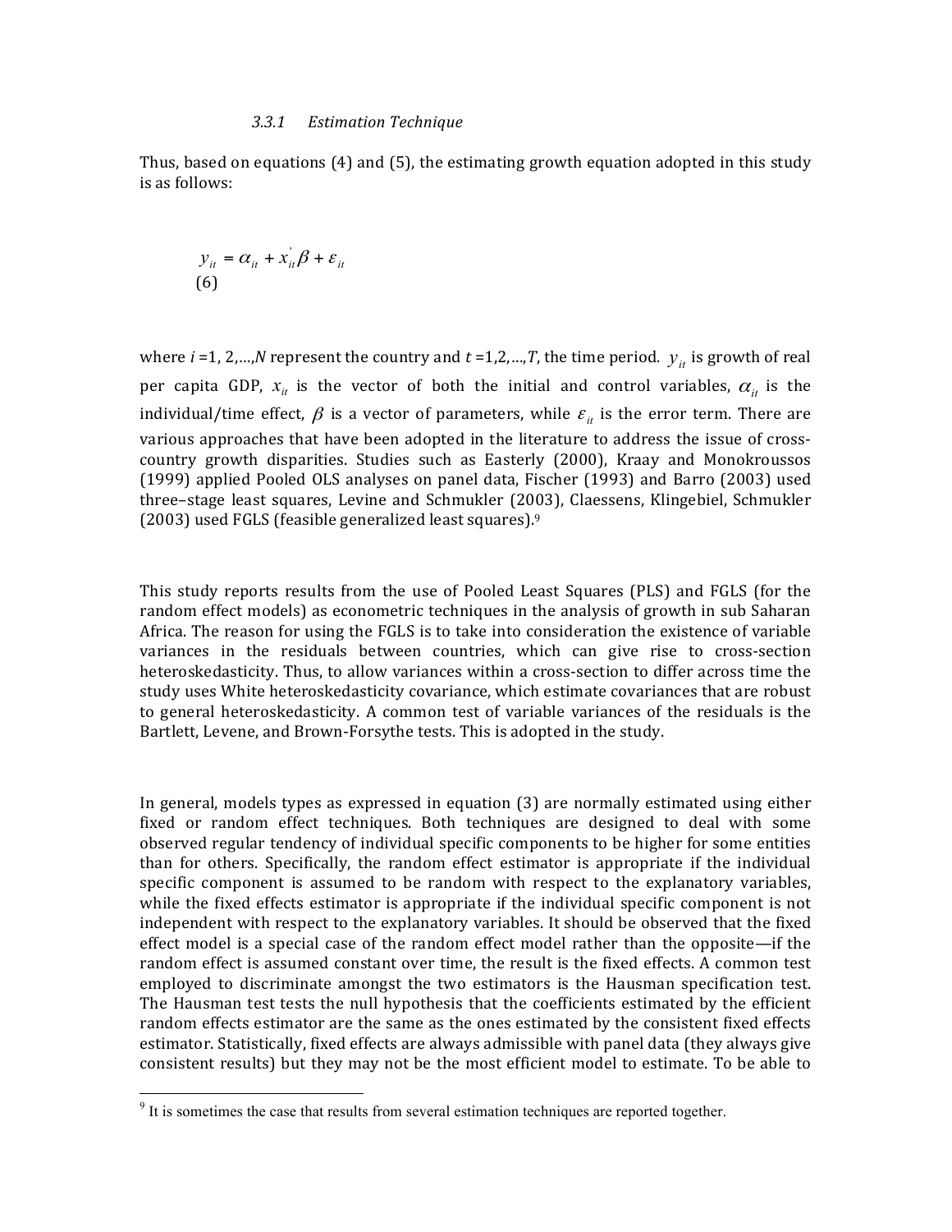#### 3.3.1 Estimation Technique

Thus, based on equations (4) and (5), the estimating growth equation adopted in this study is as follows:

$$y_{it} = \alpha_{it} + x_{it}^{'}\beta + \varepsilon_{it} \quad (6)$$

where $i$ =1, 2,…,$N$ represent the country and $t$ =1,2,…,$T$, the time period. $y_{it}$ is growth of real per capita GDP, $x_{it}$ is the vector of both the initial and control variables, $\alpha_{it}$ is the individual/time effect, $\beta$ is a vector of parameters, while $\varepsilon_{it}$ is the error term. There are various approaches that have been adopted in the literature to address the issue of cross-country growth disparities. Studies such as Easterly (2000), Kraay and Monokroussos (1999) applied Pooled OLS analyses on panel data, Fischer (1993) and Barro (2003) used three–stage least squares, Levine and Schmukler (2003), Claessens, Klingebiel, Schmukler (2003) used FGLS (feasible generalized least squares).[9]

This study reports results from the use of Pooled Least Squares (PLS) and FGLS (for the random effect models) as econometric techniques in the analysis of growth in sub Saharan Africa. The reason for using the FGLS is to take into consideration the existence of variable variances in the residuals between countries, which can give rise to cross-section heteroskedasticity. Thus, to allow variances within a cross-section to differ across time the study uses White heteroskedasticity covariance, which estimate covariances that are robust to general heteroskedasticity. A common test of variable variances of the residuals is the Bartlett, Levene, and Brown-Forsythe tests. This is adopted in the study.

In general, models types as expressed in equation (3) are normally estimated using either fixed or random effect techniques. Both techniques are designed to deal with some observed regular tendency of individual specific components to be higher for some entities than for others. Specifically, the random effect estimator is appropriate if the individual specific component is assumed to be random with respect to the explanatory variables, while the fixed effects estimator is appropriate if the individual specific component is not independent with respect to the explanatory variables. It should be observed that the fixed effect model is a special case of the random effect model rather than the opposite—if the random effect is assumed constant over time, the result is the fixed effects. A common test employed to discriminate amongst the two estimators is the Hausman specification test. The Hausman test tests the null hypothesis that the coefficients estimated by the efficient random effects estimator are the same as the ones estimated by the consistent fixed effects estimator. Statistically, fixed effects are always admissible with panel data (they always give consistent results) but they may not be the most efficient model to estimate. To be able to

[9] It is sometimes the case that results from several estimation techniques are reported together.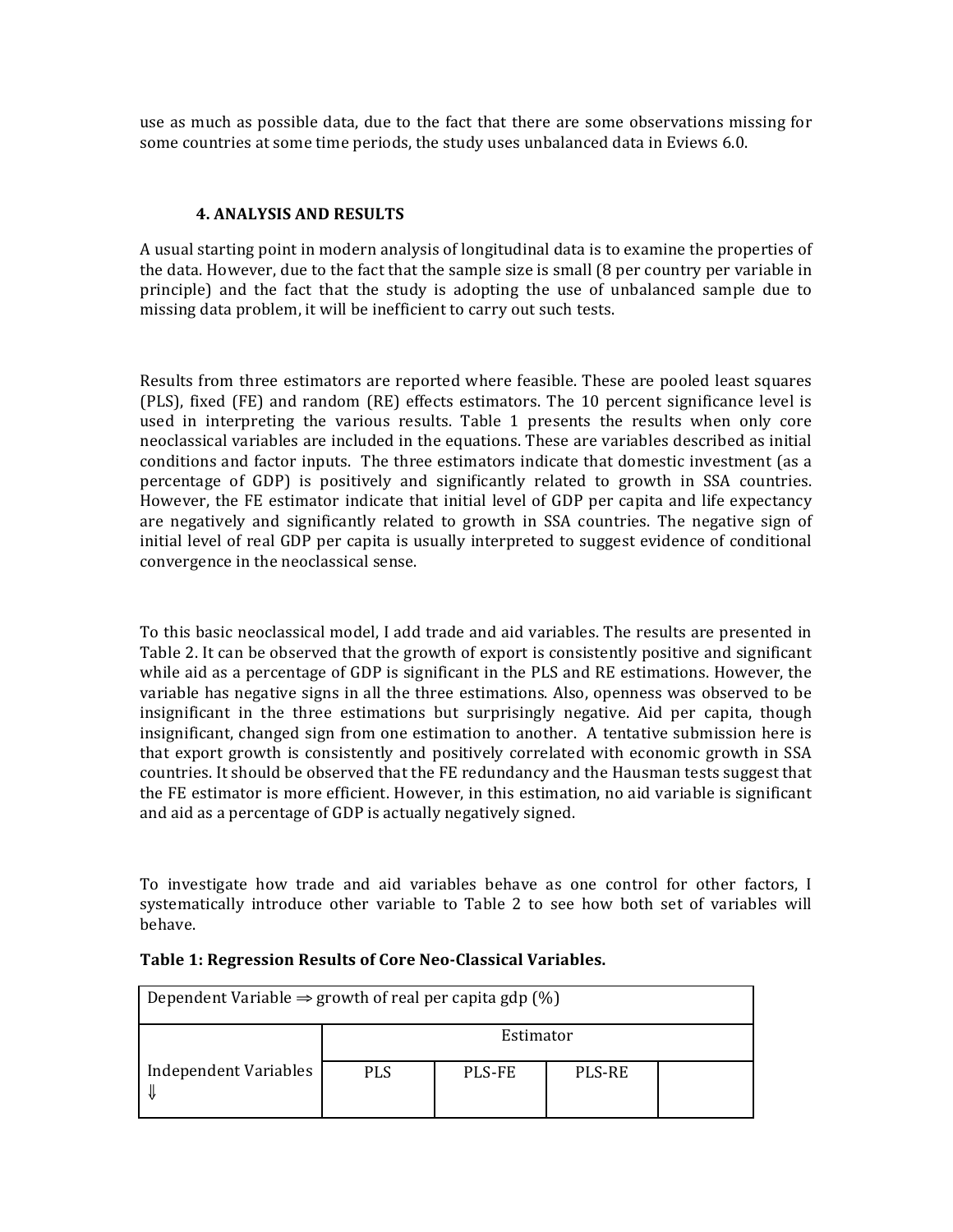use as much as possible data, due to the fact that there are some observations missing for some countries at some time periods, the study uses unbalanced data in Eviews 6.0.

## 4. ANALYSIS AND RESULTS

A usual starting point in modern analysis of longitudinal data is to examine the properties of the data. However, due to the fact that the sample size is small (8 per country per variable in principle) and the fact that the study is adopting the use of unbalanced sample due to missing data problem, it will be inefficient to carry out such tests.

Results from three estimators are reported where feasible. These are pooled least squares (PLS), fixed (FE) and random (RE) effects estimators. The 10 percent significance level is used in interpreting the various results. Table 1 presents the results when only core neoclassical variables are included in the equations. These are variables described as initial conditions and factor inputs. The three estimators indicate that domestic investment (as a percentage of GDP) is positively and significantly related to growth in SSA countries. However, the FE estimator indicate that initial level of GDP per capita and life expectancy are negatively and significantly related to growth in SSA countries. The negative sign of initial level of real GDP per capita is usually interpreted to suggest evidence of conditional convergence in the neoclassical sense.

To this basic neoclassical model, I add trade and aid variables. The results are presented in Table 2. It can be observed that the growth of export is consistently positive and significant while aid as a percentage of GDP is significant in the PLS and RE estimations. However, the variable has negative signs in all the three estimations. Also, openness was observed to be insignificant in the three estimations but surprisingly negative. Aid per capita, though insignificant, changed sign from one estimation to another. A tentative submission here is that export growth is consistently and positively correlated with economic growth in SSA countries. It should be observed that the FE redundancy and the Hausman tests suggest that the FE estimator is more efficient. However, in this estimation, no aid variable is significant and aid as a percentage of GDP is actually negatively signed.

To investigate how trade and aid variables behave as one control for other factors, I systematically introduce other variable to Table 2 to see how both set of variables will behave.

**Table 1: Regression Results of Core Neo-Classical Variables.**

| Dependent Variable ⇒ growth of real per capita gdp (%) | | | | |
|---|---|---|---|---|
| | Estimator | | | |
| Independent Variables ⇓ | PLS | PLS-FE | PLS-RE | |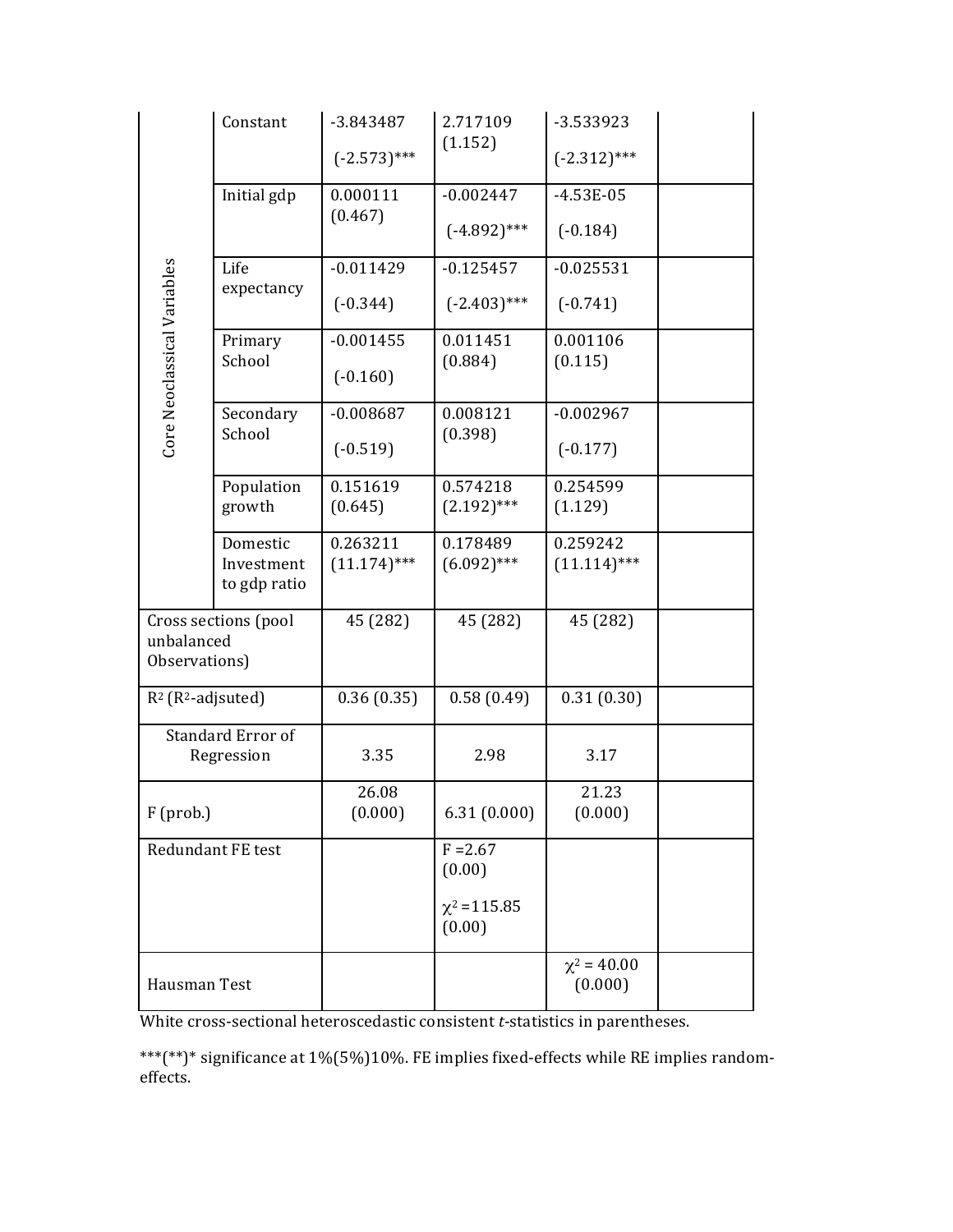| | | | | | |
|---|---|---|---|---|---|
| Core Neoclassical Variables | Constant | -3.843487 (-2.573)*** | 2.717109 (1.152) | -3.533923 (-2.312)*** | |
| | Initial gdp | 0.000111 (0.467) | -0.002447 (-4.892)*** | -4.53E-05 (-0.184) | |
| | Life expectancy | -0.011429 (-0.344) | -0.125457 (-2.403)*** | -0.025531 (-0.741) | |
| | Primary School | -0.001455 (-0.160) | 0.011451 (0.884) | 0.001106 (0.115) | |
| | Secondary School | -0.008687 (-0.519) | 0.008121 (0.398) | -0.002967 (-0.177) | |
| | Population growth | 0.151619 (0.645) | 0.574218 (2.192)*** | 0.254599 (1.129) | |
| | Domestic Investment to gdp ratio | 0.263211 (11.174)*** | 0.178489 (6.092)*** | 0.259242 (11.114)*** | |
| Cross sections (pool unbalanced Observations) | | 45 (282) | 45 (282) | 45 (282) | |
| $R^2$ ($R^2$-adjsuted) | | 0.36 (0.35) | 0.58 (0.49) | 0.31 (0.30) | |
| Standard Error of Regression | | 3.35 | 2.98 | 3.17 | |
| F (prob.) | | 26.08 (0.000) | 6.31 (0.000) | 21.23 (0.000) | |
| Redundant FE test | | | F =2.67 (0.00) $\chi^2$ =115.85 (0.00) | | |
| Hausman Test | | | | $\chi^2$ = 40.00 (0.000) | |

White cross-sectional heteroscedastic consistent *t*-statistics in parentheses.

***(**)* significance at 1%(5%)10%. FE implies fixed-effects while RE implies random-effects.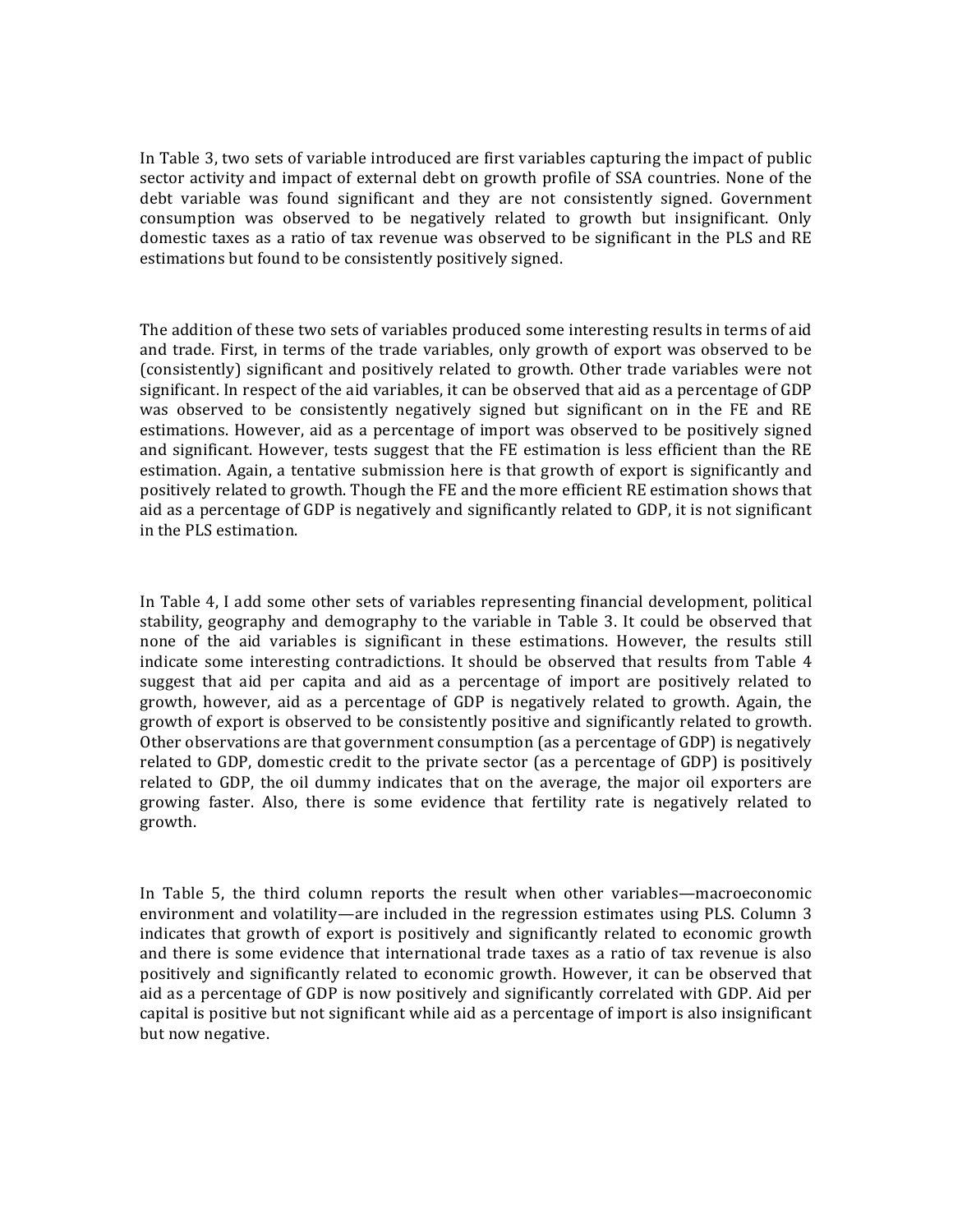In Table 3, two sets of variable introduced are first variables capturing the impact of public sector activity and impact of external debt on growth profile of SSA countries. None of the debt variable was found significant and they are not consistently signed. Government consumption was observed to be negatively related to growth but insignificant. Only domestic taxes as a ratio of tax revenue was observed to be significant in the PLS and RE estimations but found to be consistently positively signed.

The addition of these two sets of variables produced some interesting results in terms of aid and trade. First, in terms of the trade variables, only growth of export was observed to be (consistently) significant and positively related to growth. Other trade variables were not significant. In respect of the aid variables, it can be observed that aid as a percentage of GDP was observed to be consistently negatively signed but significant on in the FE and RE estimations. However, aid as a percentage of import was observed to be positively signed and significant. However, tests suggest that the FE estimation is less efficient than the RE estimation. Again, a tentative submission here is that growth of export is significantly and positively related to growth. Though the FE and the more efficient RE estimation shows that aid as a percentage of GDP is negatively and significantly related to GDP, it is not significant in the PLS estimation.

In Table 4, I add some other sets of variables representing financial development, political stability, geography and demography to the variable in Table 3. It could be observed that none of the aid variables is significant in these estimations. However, the results still indicate some interesting contradictions. It should be observed that results from Table 4 suggest that aid per capita and aid as a percentage of import are positively related to growth, however, aid as a percentage of GDP is negatively related to growth. Again, the growth of export is observed to be consistently positive and significantly related to growth. Other observations are that government consumption (as a percentage of GDP) is negatively related to GDP, domestic credit to the private sector (as a percentage of GDP) is positively related to GDP, the oil dummy indicates that on the average, the major oil exporters are growing faster. Also, there is some evidence that fertility rate is negatively related to growth.

In Table 5, the third column reports the result when other variables—macroeconomic environment and volatility—are included in the regression estimates using PLS. Column 3 indicates that growth of export is positively and significantly related to economic growth and there is some evidence that international trade taxes as a ratio of tax revenue is also positively and significantly related to economic growth. However, it can be observed that aid as a percentage of GDP is now positively and significantly correlated with GDP. Aid per capital is positive but not significant while aid as a percentage of import is also insignificant but now negative.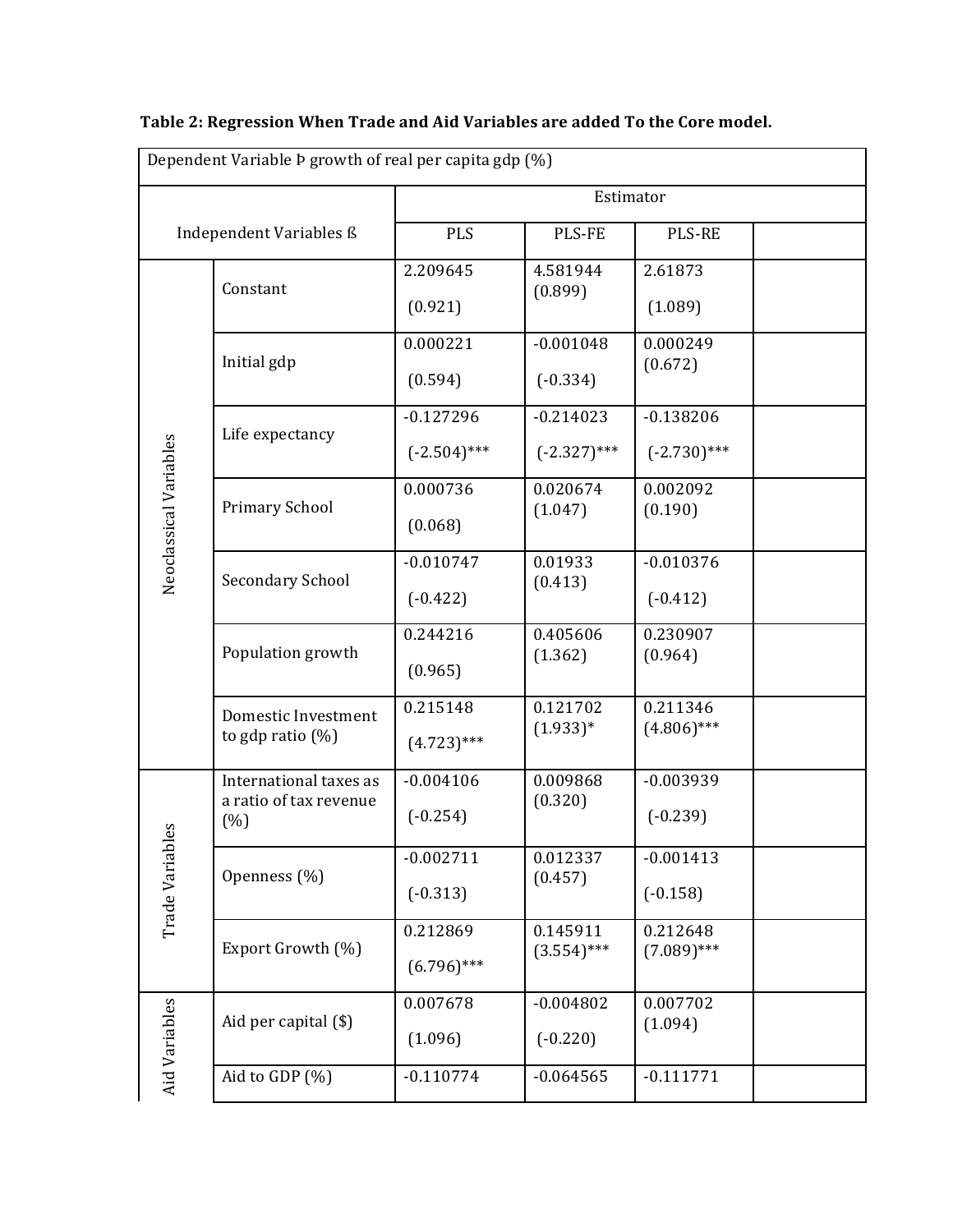**Table 2: Regression When Trade and Aid Variables are added To the Core model.**

| Dependent Variable Þ growth of real per capita gdp (%) | | | | | |
|---|---|---|---|---|---|
| Independent Variables ß | | Estimator | | | |
| | | PLS | PLS-FE | PLS-RE | |
| Neoclassical Variables | Constant | 2.209645 (0.921) | 4.581944 (0.899) | 2.61873 (1.089) | |
| | Initial gdp | 0.000221 (0.594) | -0.001048 (-0.334) | 0.000249 (0.672) | |
| | Life expectancy | -0.127296 (-2.504)*** | -0.214023 (-2.327)*** | -0.138206 (-2.730)*** | |
| | Primary School | 0.000736 (0.068) | 0.020674 (1.047) | 0.002092 (0.190) | |
| | Secondary School | -0.010747 (-0.422) | 0.01933 (0.413) | -0.010376 (-0.412) | |
| | Population growth | 0.244216 (0.965) | 0.405606 (1.362) | 0.230907 (0.964) | |
| | Domestic Investment to gdp ratio (%) | 0.215148 (4.723)*** | 0.121702 (1.933)* | 0.211346 (4.806)*** | |
| Trade Variables | International taxes as a ratio of tax revenue (%) | -0.004106 (-0.254) | 0.009868 (0.320) | -0.003939 (-0.239) | |
| | Openness (%) | -0.002711 (-0.313) | 0.012337 (0.457) | -0.001413 (-0.158) | |
| | Export Growth (%) | 0.212869 (6.796)*** | 0.145911 (3.554)*** | 0.212648 (7.089)*** | |
| Aid Variables | Aid per capital ($) | 0.007678 (1.096) | -0.004802 (-0.220) | 0.007702 (1.094) | |
| | Aid to GDP (%) | -0.110774 | -0.064565 | -0.111771 | |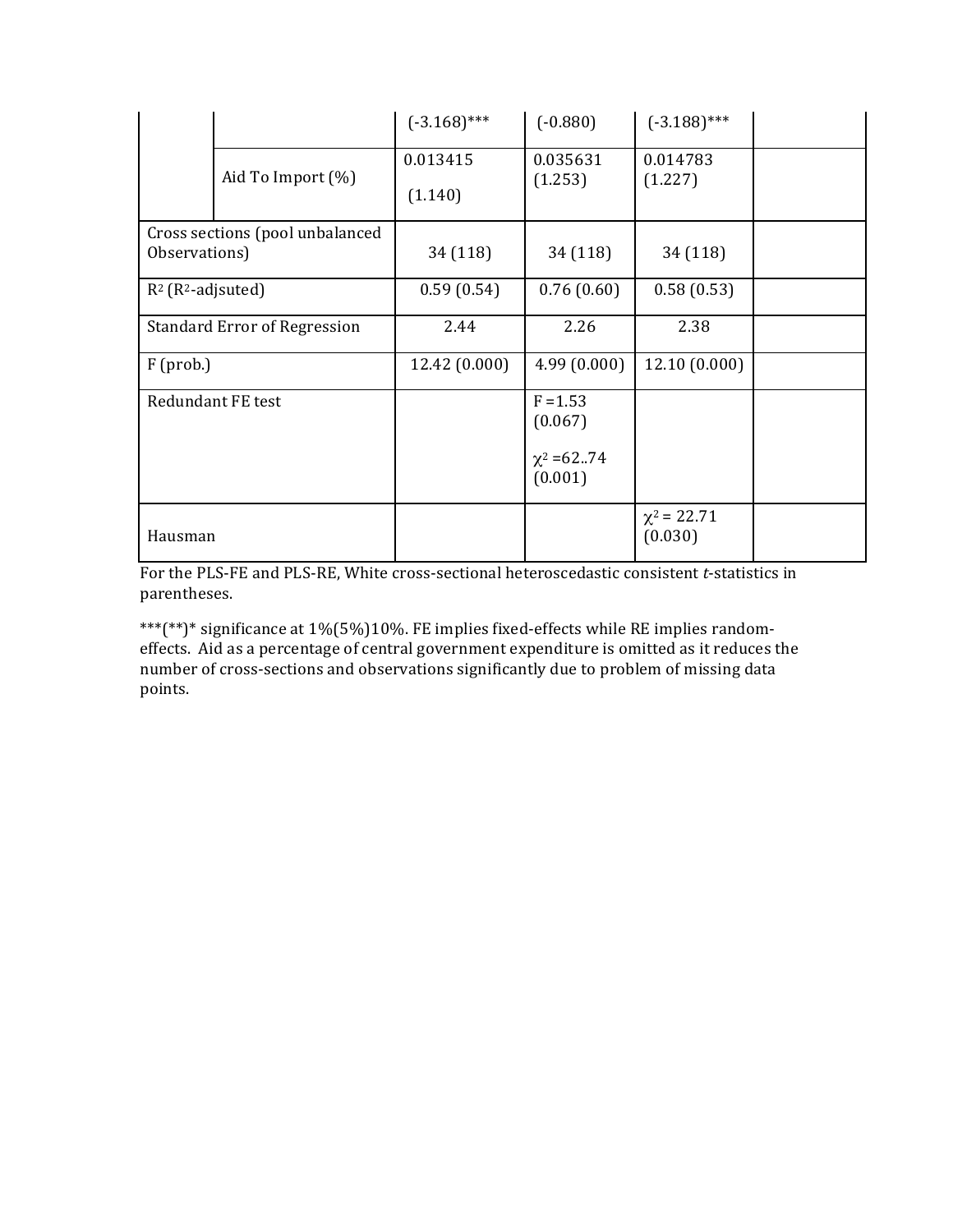| | | | | | |
|---|---|---|---|---|---|
| | | (-3.168)*** | (-0.880) | (-3.188)*** | |
| | Aid To Import (%) | 0.013415 (1.140) | 0.035631 (1.253) | 0.014783 (1.227) | |
| Cross sections (pool unbalanced Observations) | | 34 (118) | 34 (118) | 34 (118) | |
| $R^2$ ($R^2$-adjsuted) | | 0.59 (0.54) | 0.76 (0.60) | 0.58 (0.53) | |
| Standard Error of Regression | | 2.44 | 2.26 | 2.38 | |
| F (prob.) | | 12.42 (0.000) | 4.99 (0.000) | 12.10 (0.000) | |
| Redundant FE test | | | F =1.53 (0.067) $\chi^2$ =62..74 (0.001) | | |
| Hausman | | | | $\chi^2$ = 22.71 (0.030) | |

For the PLS-FE and PLS-RE, White cross-sectional heteroscedastic consistent *t*-statistics in parentheses.

***(**)* significance at 1%(5%)10%. FE implies fixed-effects while RE implies random-effects. Aid as a percentage of central government expenditure is omitted as it reduces the number of cross-sections and observations significantly due to problem of missing data points.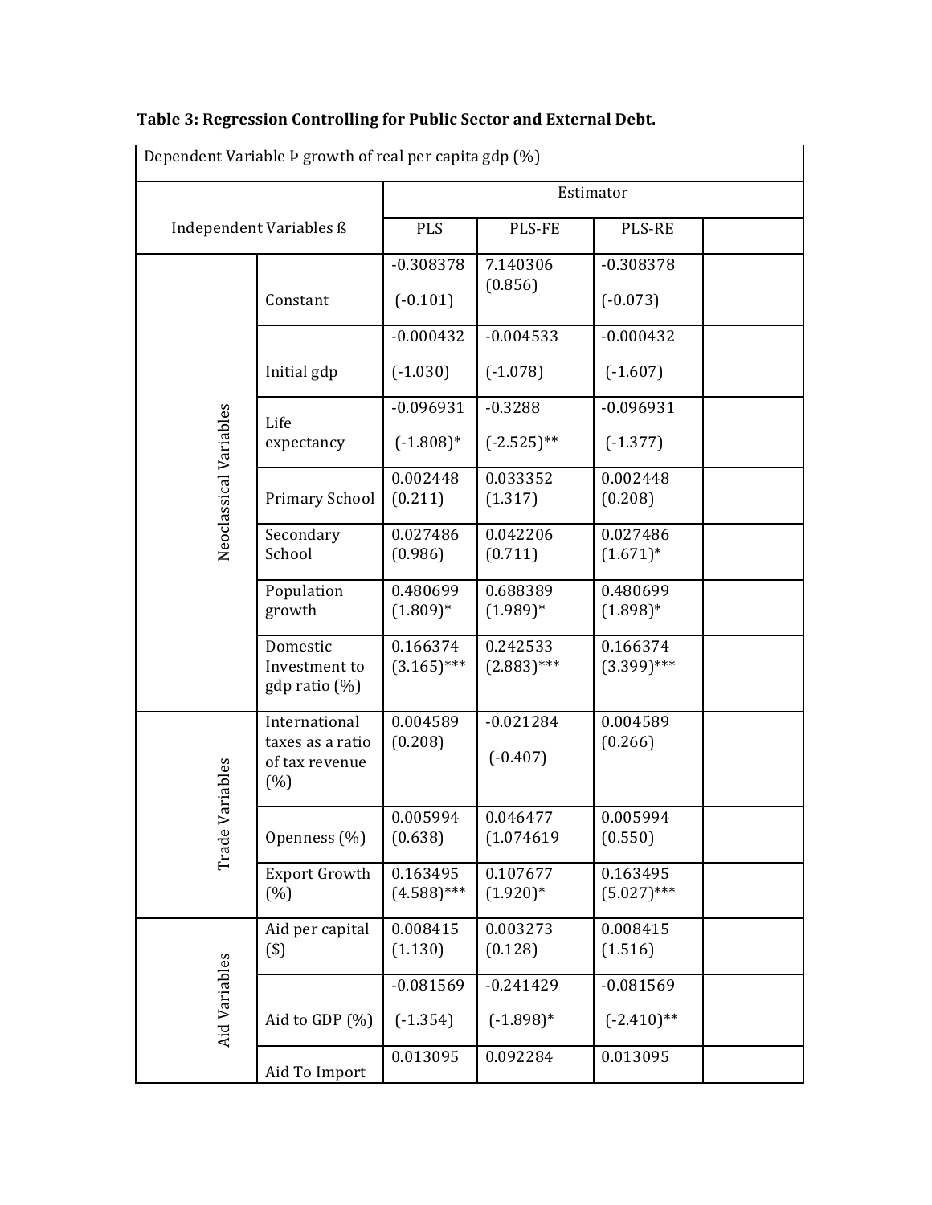**Table 3: Regression Controlling for Public Sector and External Debt.**

| Dependent Variable Þ growth of real per capita gdp (%) | | | | | |
|---|---|---|---|---|---|
| | | Estimator | | | |
| Independent Variables ß | | PLS | PLS-FE | PLS-RE | |
| Neoclassical Variables | Constant | -0.308378 (-0.101) | 7.140306 (0.856) | -0.308378 (-0.073) | |
| | Initial gdp | -0.000432 (-1.030) | -0.004533 (-1.078) | -0.000432 (-1.607) | |
| | Life expectancy | -0.096931 (-1.808)* | -0.3288 (-2.525)** | -0.096931 (-1.377) | |
| | Primary School | 0.002448 (0.211) | 0.033352 (1.317) | 0.002448 (0.208) | |
| | Secondary School | 0.027486 (0.986) | 0.042206 (0.711) | 0.027486 (1.671)* | |
| | Population growth | 0.480699 (1.809)* | 0.688389 (1.989)* | 0.480699 (1.898)* | |
| | Domestic Investment to gdp ratio (%) | 0.166374 (3.165)*** | 0.242533 (2.883)*** | 0.166374 (3.399)*** | |
| Trade Variables | International taxes as a ratio of tax revenue (%) | 0.004589 (0.208) | -0.021284 (-0.407) | 0.004589 (0.266) | |
| | Openness (%) | 0.005994 (0.638) | 0.046477 (1.074619 | 0.005994 (0.550) | |
| | Export Growth (%) | 0.163495 (4.588)*** | 0.107677 (1.920)* | 0.163495 (5.027)*** | |
| Aid Variables | Aid per capital ($) | 0.008415 (1.130) | 0.003273 (0.128) | 0.008415 (1.516) | |
| | Aid to GDP (%) | -0.081569 (-1.354) | -0.241429 (-1.898)* | -0.081569 (-2.410)** | |
| | Aid To Import | 0.013095 | 0.092284 | 0.013095 | |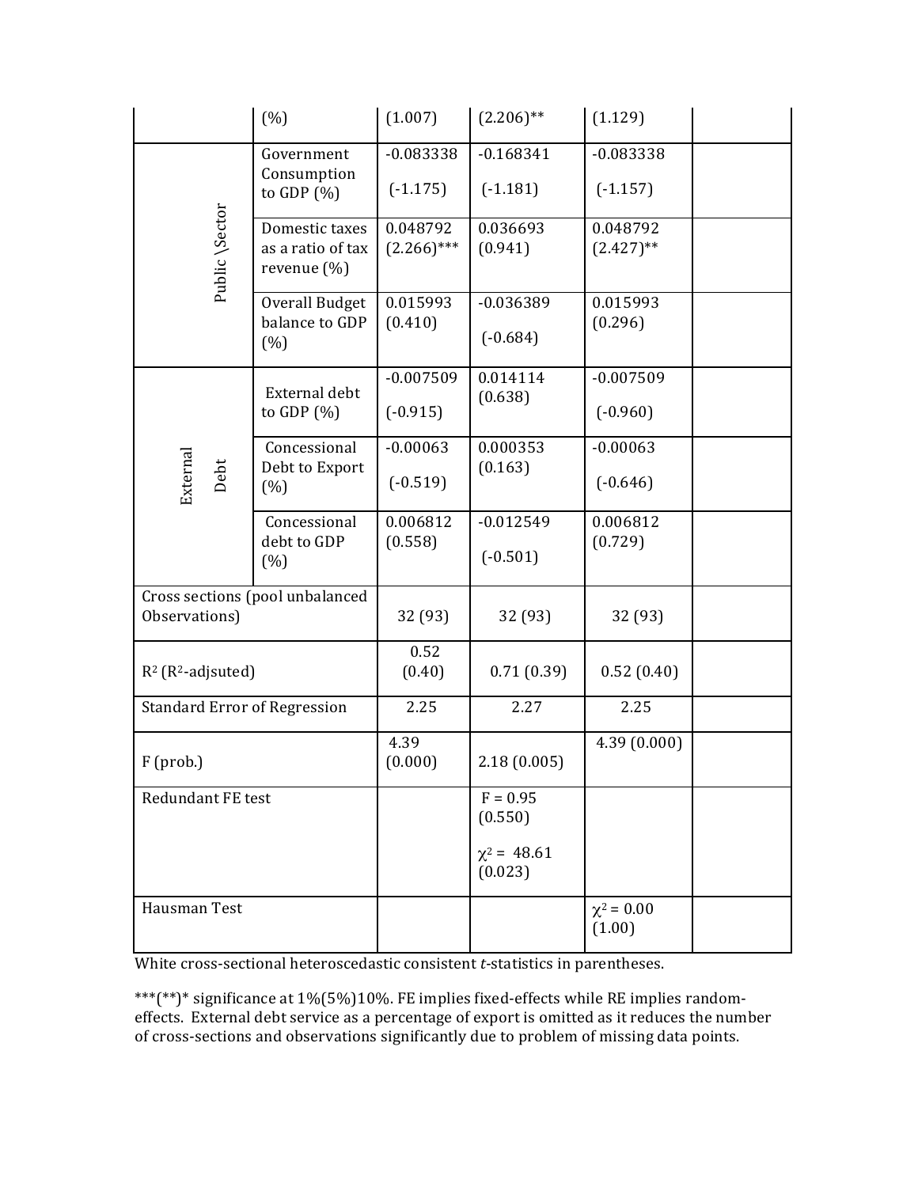|  |  |  |  |  |  |
|---|---|---|---|---|---|
|  | (%) | (1.007) | (2.206)** | (1.129) |  |
| Public \Sector | Government Consumption to GDP (%) | -0.083338 (-1.175) | -0.168341 (-1.181) | -0.083338 (-1.157) |  |
|  | Domestic taxes as a ratio of tax revenue (%) | 0.048792 (2.266)*** | 0.036693 (0.941) | 0.048792 (2.427)** |  |
|  | Overall Budget balance to GDP (%) | 0.015993 (0.410) | -0.036389 (-0.684) | 0.015993 (0.296) |  |
| External Debt | External debt to GDP (%) | -0.007509 (-0.915) | 0.014114 (0.638) | -0.007509 (-0.960) |  |
|  | Concessional Debt to Export (%) | -0.00063 (-0.519) | 0.000353 (0.163) | -0.00063 (-0.646) |  |
|  | Concessional debt to GDP (%) | 0.006812 (0.558) | -0.012549 (-0.501) | 0.006812 (0.729) |  |
| Cross sections (pool unbalanced Observations) |  | 32 (93) | 32 (93) | 32 (93) |  |
| $R^2$ ($R^2$-adjsuted) |  | 0.52 (0.40) | 0.71 (0.39) | 0.52 (0.40) |  |
| Standard Error of Regression |  | 2.25 | 2.27 | 2.25 |  |
| F (prob.) |  | 4.39 (0.000) | 2.18 (0.005) | 4.39 (0.000) |  |
| Redundant FE test |  |  | F = 0.95 (0.550) $\chi^2$ = 48.61 (0.023) |  |  |
| Hausman Test |  |  |  | $\chi^2$ = 0.00 (1.00) |  |

White cross-sectional heteroscedastic consistent *t*-statistics in parentheses.

***(**)* significance at 1%(5%)10%. FE implies fixed-effects while RE implies random-effects. External debt service as a percentage of export is omitted as it reduces the number of cross-sections and observations significantly due to problem of missing data points.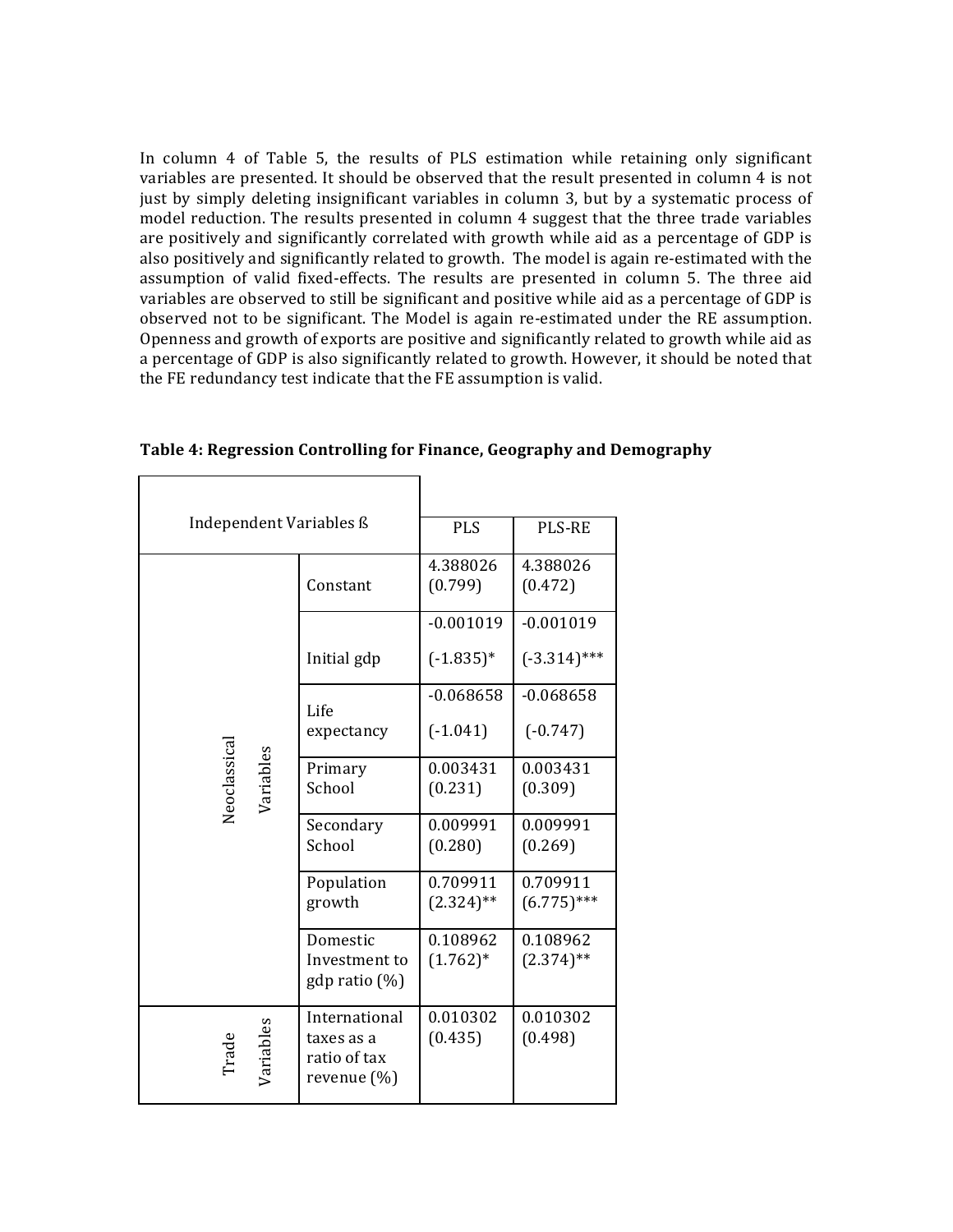In column 4 of Table 5, the results of PLS estimation while retaining only significant variables are presented. It should be observed that the result presented in column 4 is not just by simply deleting insignificant variables in column 3, but by a systematic process of model reduction. The results presented in column 4 suggest that the three trade variables are positively and significantly correlated with growth while aid as a percentage of GDP is also positively and significantly related to growth. The model is again re-estimated with the assumption of valid fixed-effects. The results are presented in column 5. The three aid variables are observed to still be significant and positive while aid as a percentage of GDP is observed not to be significant. The Model is again re-estimated under the RE assumption. Openness and growth of exports are positive and significantly related to growth while aid as a percentage of GDP is also significantly related to growth. However, it should be noted that the FE redundancy test indicate that the FE assumption is valid.

**Table 4: Regression Controlling for Finance, Geography and Demography**

| Independent Variables ß | | PLS | PLS-RE |
|---|---|---|---|
| Neoclassical Variables | Constant | 4.388026 (0.799) | 4.388026 (0.472) |
| | Initial gdp | -0.001019 (-1.835)* | -0.001019 (-3.314)*** |
| | Life expectancy | -0.068658 (-1.041) | -0.068658 (-0.747) |
| | Primary School | 0.003431 (0.231) | 0.003431 (0.309) |
| | Secondary School | 0.009991 (0.280) | 0.009991 (0.269) |
| | Population growth | 0.709911 (2.324)** | 0.709911 (6.775)*** |
| | Domestic Investment to gdp ratio (%) | 0.108962 (1.762)* | 0.108962 (2.374)** |
| Trade Variables | International taxes as a ratio of tax revenue (%) | 0.010302 (0.435) | 0.010302 (0.498) |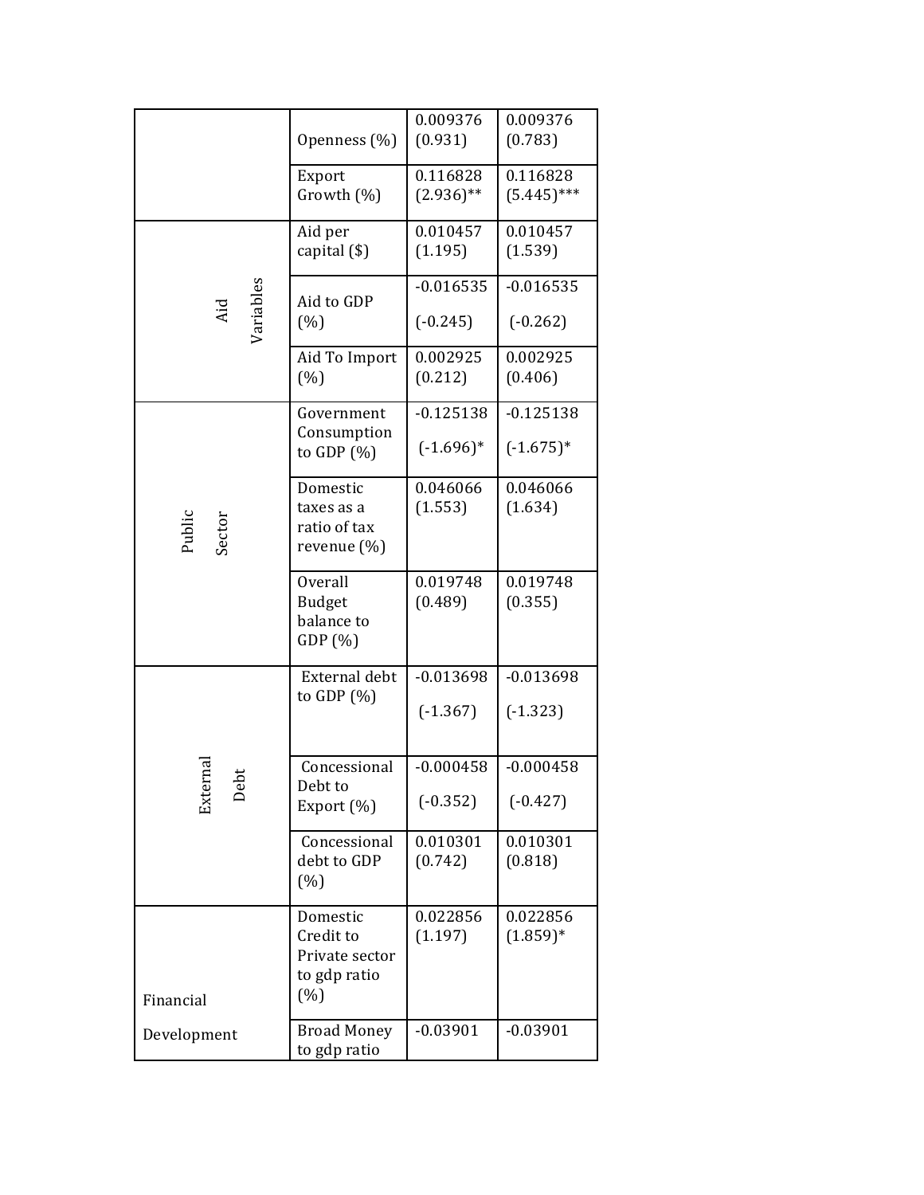| | | | |
|---|---|---|---|
| | Openness (%) | 0.009376 (0.931) | 0.009376 (0.783) |
| | Export Growth (%) | 0.116828 (2.936)** | 0.116828 (5.445)*** |
| Aid Variables | Aid per capital ($) | 0.010457 (1.195) | 0.010457 (1.539) |
| | Aid to GDP (%) | -0.016535 (-0.245) | -0.016535 (-0.262) |
| | Aid To Import (%) | 0.002925 (0.212) | 0.002925 (0.406) |
| Public Sector | Government Consumption to GDP (%) | -0.125138 (-1.696)* | -0.125138 (-1.675)* |
| | Domestic taxes as a ratio of tax revenue (%) | 0.046066 (1.553) | 0.046066 (1.634) |
| | Overall Budget balance to GDP (%) | 0.019748 (0.489) | 0.019748 (0.355) |
| External Debt | External debt to GDP (%) | -0.013698 (-1.367) | -0.013698 (-1.323) |
| | Concessional Debt to Export (%) | -0.000458 (-0.352) | -0.000458 (-0.427) |
| | Concessional debt to GDP (%) | 0.010301 (0.742) | 0.010301 (0.818) |
| Financial Development | Domestic Credit to Private sector to gdp ratio (%) | 0.022856 (1.197) | 0.022856 (1.859)* |
| | Broad Money to gdp ratio | -0.03901 | -0.03901 |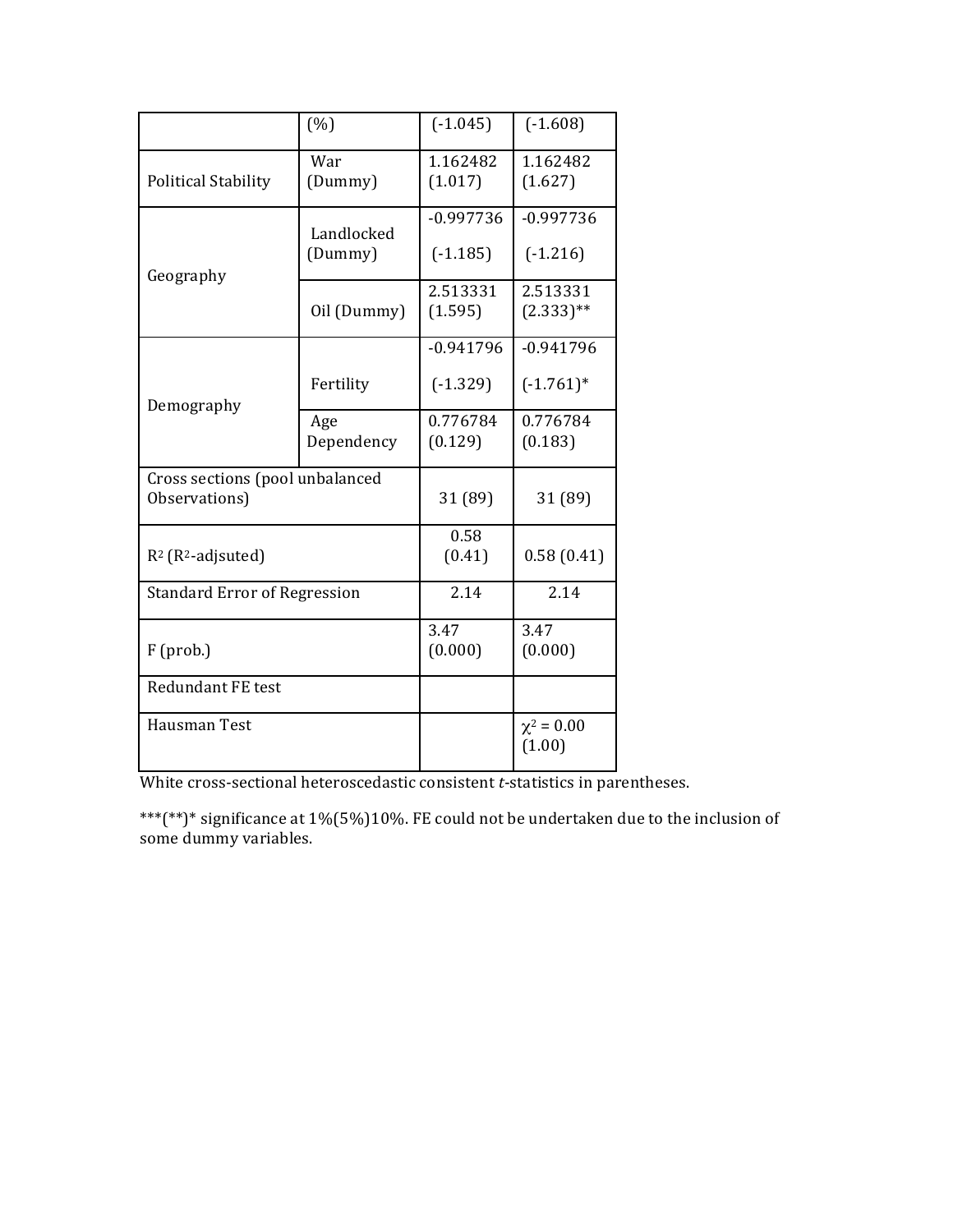| | | | |
|---|---|---|---|
| | (%) | (-1.045) | (-1.608) |
| Political Stability | War (Dummy) | 1.162482 (1.017) | 1.162482 (1.627) |
| Geography | Landlocked (Dummy) | -0.997736 (-1.185) | -0.997736 (-1.216) |
| | Oil (Dummy) | 2.513331 (1.595) | 2.513331 (2.333)** |
| Demography | Fertility | -0.941796 (-1.329) | -0.941796 (-1.761)* |
| | Age Dependency | 0.776784 (0.129) | 0.776784 (0.183) |
| Cross sections (pool unbalanced Observations) | | 31 (89) | 31 (89) |
| $R^2$ ($R^2$-adjsuted) | | 0.58 (0.41) | 0.58 (0.41) |
| Standard Error of Regression | | 2.14 | 2.14 |
| F (prob.) | | 3.47 (0.000) | 3.47 (0.000) |
| Redundant FE test | | | |
| Hausman Test | | | $\chi^2 = 0.00$ (1.00) |

White cross-sectional heteroscedastic consistent *t*-statistics in parentheses.

***(**)* significance at 1%(5%)10%. FE could not be undertaken due to the inclusion of some dummy variables.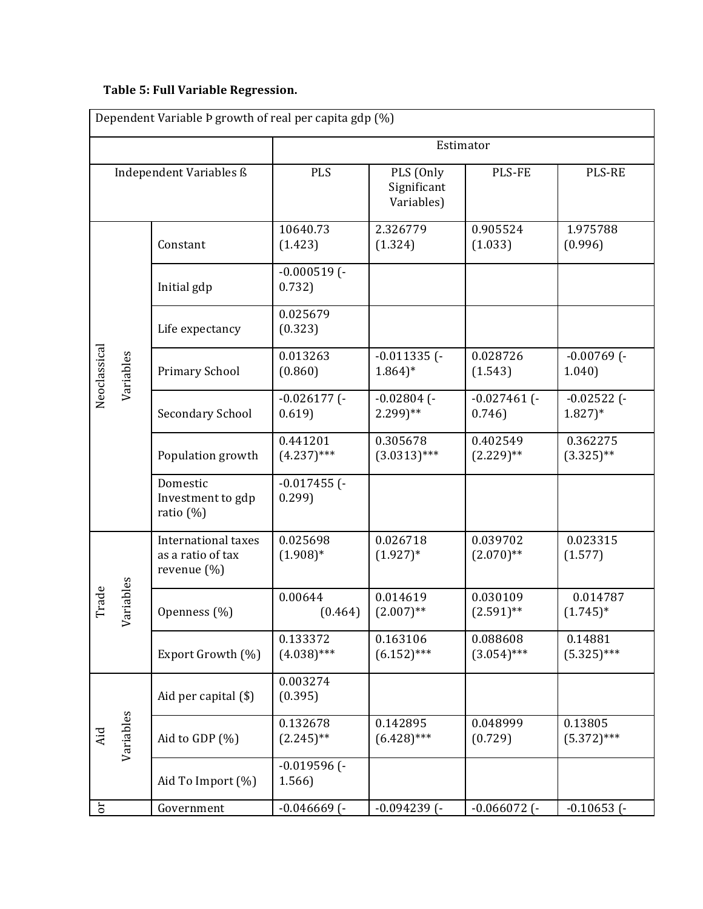**Table 5: Full Variable Regression.**

| Dependent Variable Þ growth of real per capita gdp (%) | | | | | | |
|---|---|---|---|---|---|---|
| | | Estimator | | | | |
| Independent Variables ß | | PLS | PLS (Only Significant Variables) | PLS-FE | PLS-RE |
| Neoclassical Variables | Constant | 10640.73 (1.423) | 2.326779 (1.324) | 0.905524 (1.033) | 1.975788 (0.996) |
| | Initial gdp | -0.000519 (-0.732) | | | |
| | Life expectancy | 0.025679 (0.323) | | | |
| | Primary School | 0.013263 (0.860) | -0.011335 (-1.864)* | 0.028726 (1.543) | -0.00769 (-1.040) |
| | Secondary School | -0.026177 (-0.619) | -0.02804 (-2.299)** | -0.027461 (-0.746) | -0.02522 (-1.827)* |
| | Population growth | 0.441201 (4.237)*** | 0.305678 (3.0313)*** | 0.402549 (2.229)** | 0.362275 (3.325)** |
| | Domestic Investment to gdp ratio (%) | -0.017455 (-0.299) | | | |
| Trade Variables | International taxes as a ratio of tax revenue (%) | 0.025698 (1.908)* | 0.026718 (1.927)* | 0.039702 (2.070)** | 0.023315 (1.577) |
| | Openness (%) | 0.00644 (0.464) | 0.014619 (2.007)** | 0.030109 (2.591)** | 0.014787 (1.745)* |
| | Export Growth (%) | 0.133372 (4.038)*** | 0.163106 (6.152)*** | 0.088608 (3.054)*** | 0.14881 (5.325)*** |
| Aid Variables | Aid per capital ($) | 0.003274 (0.395) | | | |
| | Aid to GDP (%) | 0.132678 (2.245)** | 0.142895 (6.428)*** | 0.048999 (0.729) | 0.13805 (5.372)*** |
| | Aid To Import (%) | -0.019596 (-1.566) | | | |
| or | Government | -0.046669 (- | -0.094239 (- | -0.066072 (- | -0.10653 (- |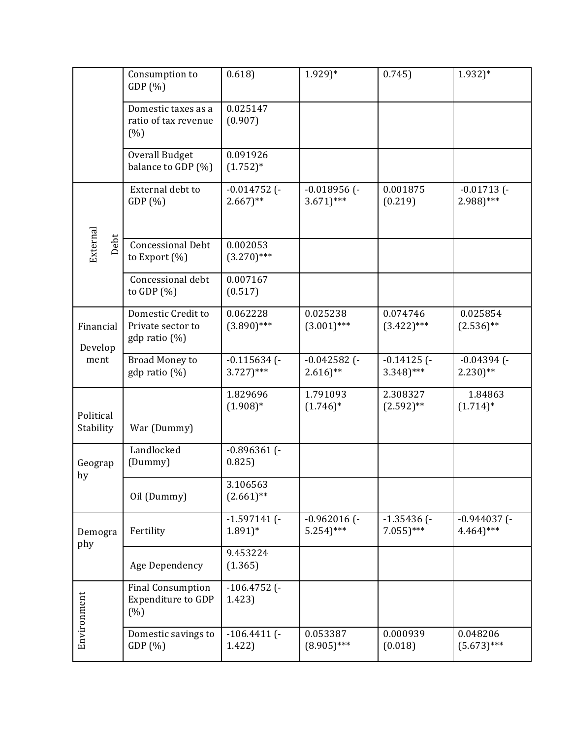| | | | | | |
|---|---|---|---|---|---|
| | Consumption to GDP (%) | 0.618) | 1.929)* | 0.745) | 1.932)* |
| | Domestic taxes as a ratio of tax revenue (%) | 0.025147 (0.907) | | | |
| | Overall Budget balance to GDP (%) | 0.091926 (1.752)* | | | |
| External Debt | External debt to GDP (%) | -0.014752 (-2.667)** | -0.018956 (-3.671)*** | 0.001875 (0.219) | -0.01713 (-2.988)*** |
| | Concessional Debt to Export (%) | 0.002053 (3.270)*** | | | |
| | Concessional debt to GDP (%) | 0.007167 (0.517) | | | |
| Financial Development | Domestic Credit to Private sector to gdp ratio (%) | 0.062228 (3.890)*** | 0.025238 (3.001)*** | 0.074746 (3.422)*** | 0.025854 (2.536)** |
| | Broad Money to gdp ratio (%) | -0.115634 (-3.727)*** | -0.042582 (-2.616)** | -0.14125 (-3.348)*** | -0.04394 (-2.230)** |
| Political Stability | War (Dummy) | 1.829696 (1.908)* | 1.791093 (1.746)* | 2.308327 (2.592)** | 1.84863 (1.714)* |
| Geography | Landlocked (Dummy) | -0.896361 (-0.825) | | | |
| | Oil (Dummy) | 3.106563 (2.661)** | | | |
| Demography | Fertility | -1.597141 (-1.891)* | -0.962016 (-5.254)*** | -1.35436 (-7.055)*** | -0.944037 (-4.464)*** |
| | Age Dependency | 9.453224 (1.365) | | | |
| Environment | Final Consumption Expenditure to GDP (%) | -106.4752 (-1.423) | | | |
| | Domestic savings to GDP (%) | -106.4411 (-1.422) | 0.053387 (8.905)*** | 0.000939 (0.018) | 0.048206 (5.673)*** |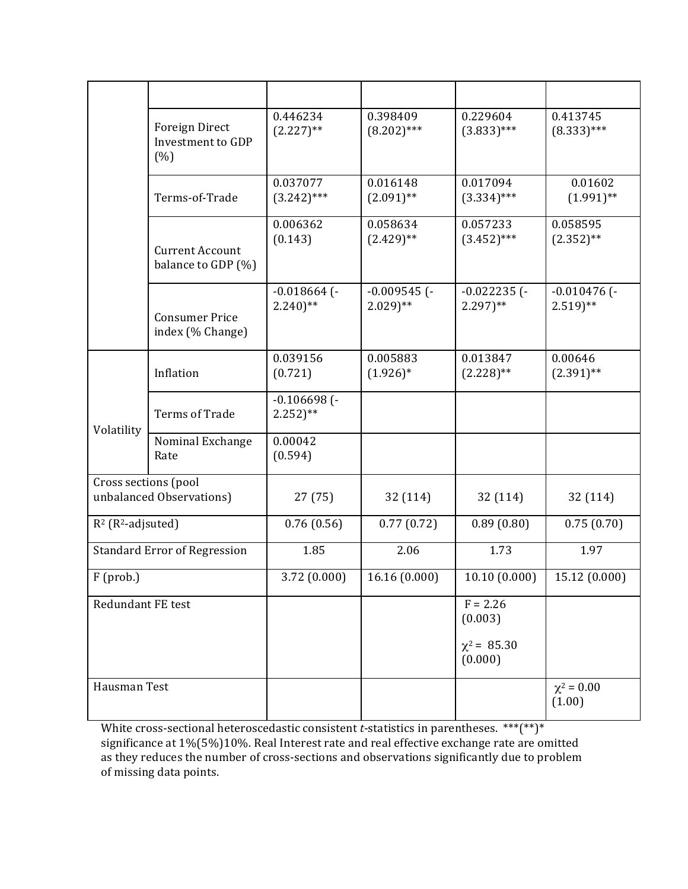| | | | | | |
|---|---|---|---|---|---|
| | | | | | |
| | Foreign Direct Investment to GDP (%) | 0.446234 (2.227)** | 0.398409 (8.202)*** | 0.229604 (3.833)*** | 0.413745 (8.333)*** |
| | Terms-of-Trade | 0.037077 (3.242)*** | 0.016148 (2.091)** | 0.017094 (3.334)*** | 0.01602 (1.991)** |
| | Current Account balance to GDP (%) | 0.006362 (0.143) | 0.058634 (2.429)** | 0.057233 (3.452)*** | 0.058595 (2.352)** |
| | Consumer Price index (% Change) | -0.018664 (-2.240)** | -0.009545 (-2.029)** | -0.022235 (-2.297)** | -0.010476 (-2.519)** |
| Volatility | Inflation | 0.039156 (0.721) | 0.005883 (1.926)* | 0.013847 (2.228)** | 0.00646 (2.391)** |
| | Terms of Trade | -0.106698 (-2.252)** | | | |
| | Nominal Exchange Rate | 0.00042 (0.594) | | | |
| Cross sections (pool unbalanced Observations) | | 27 (75) | 32 (114) | 32 (114) | 32 (114) |
| $R^2$ ($R^2$-adjsuted) | | 0.76 (0.56) | 0.77 (0.72) | 0.89 (0.80) | 0.75 (0.70) |
| Standard Error of Regression | | 1.85 | 2.06 | 1.73 | 1.97 |
| F (prob.) | | 3.72 (0.000) | 16.16 (0.000) | 10.10 (0.000) | 15.12 (0.000) |
| Redundant FE test | | | | F = 2.26 (0.003) $\chi^2$ = 85.30 (0.000) | |
| Hausman Test | | | | | $\chi^2$ = 0.00 (1.00) |

White cross-sectional heteroscedastic consistent *t*-statistics in parentheses. ***(**)* significance at 1%(5%)10%. Real Interest rate and real effective exchange rate are omitted as they reduces the number of cross-sections and observations significantly due to problem of missing data points.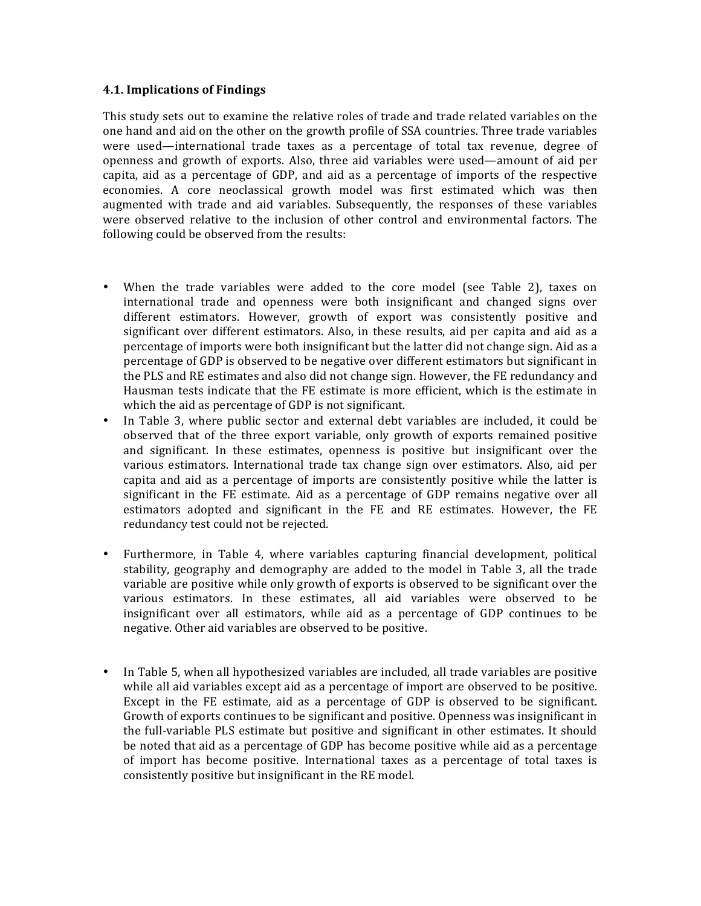### 4.1. Implications of Findings

This study sets out to examine the relative roles of trade and trade related variables on the one hand and aid on the other on the growth profile of SSA countries. Three trade variables were used—international trade taxes as a percentage of total tax revenue, degree of openness and growth of exports. Also, three aid variables were used—amount of aid per capita, aid as a percentage of GDP, and aid as a percentage of imports of the respective economies. A core neoclassical growth model was first estimated which was then augmented with trade and aid variables. Subsequently, the responses of these variables were observed relative to the inclusion of other control and environmental factors. The following could be observed from the results:

- When the trade variables were added to the core model (see Table 2), taxes on international trade and openness were both insignificant and changed signs over different estimators. However, growth of export was consistently positive and significant over different estimators. Also, in these results, aid per capita and aid as a percentage of imports were both insignificant but the latter did not change sign. Aid as a percentage of GDP is observed to be negative over different estimators but significant in the PLS and RE estimates and also did not change sign. However, the FE redundancy and Hausman tests indicate that the FE estimate is more efficient, which is the estimate in which the aid as percentage of GDP is not significant.
- In Table 3, where public sector and external debt variables are included, it could be observed that of the three export variable, only growth of exports remained positive and significant. In these estimates, openness is positive but insignificant over the various estimators. International trade tax change sign over estimators. Also, aid per capita and aid as a percentage of imports are consistently positive while the latter is significant in the FE estimate. Aid as a percentage of GDP remains negative over all estimators adopted and significant in the FE and RE estimates. However, the FE redundancy test could not be rejected.
- Furthermore, in Table 4, where variables capturing financial development, political stability, geography and demography are added to the model in Table 3, all the trade variable are positive while only growth of exports is observed to be significant over the various estimators. In these estimates, all aid variables were observed to be insignificant over all estimators, while aid as a percentage of GDP continues to be negative. Other aid variables are observed to be positive.
- In Table 5, when all hypothesized variables are included, all trade variables are positive while all aid variables except aid as a percentage of import are observed to be positive. Except in the FE estimate, aid as a percentage of GDP is observed to be significant. Growth of exports continues to be significant and positive. Openness was insignificant in the full-variable PLS estimate but positive and significant in other estimates. It should be noted that aid as a percentage of GDP has become positive while aid as a percentage of import has become positive. International taxes as a percentage of total taxes is consistently positive but insignificant in the RE model.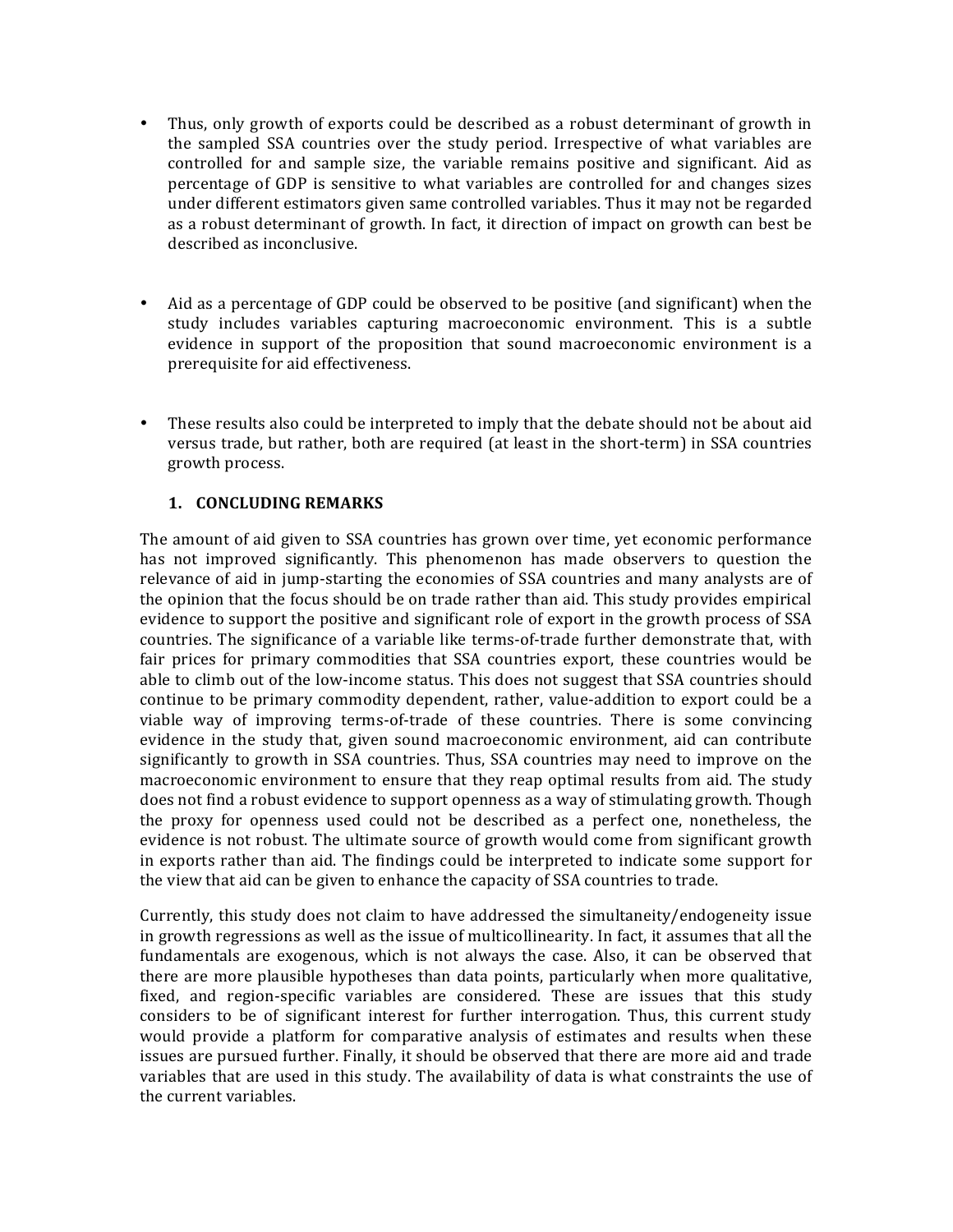- Thus, only growth of exports could be described as a robust determinant of growth in the sampled SSA countries over the study period. Irrespective of what variables are controlled for and sample size, the variable remains positive and significant. Aid as percentage of GDP is sensitive to what variables are controlled for and changes sizes under different estimators given same controlled variables. Thus it may not be regarded as a robust determinant of growth. In fact, it direction of impact on growth can best be described as inconclusive.

- Aid as a percentage of GDP could be observed to be positive (and significant) when the study includes variables capturing macroeconomic environment. This is a subtle evidence in support of the proposition that sound macroeconomic environment is a prerequisite for aid effectiveness.

- These results also could be interpreted to imply that the debate should not be about aid versus trade, but rather, both are required (at least in the short-term) in SSA countries growth process.

## 1. CONCLUDING REMARKS

The amount of aid given to SSA countries has grown over time, yet economic performance has not improved significantly. This phenomenon has made observers to question the relevance of aid in jump-starting the economies of SSA countries and many analysts are of the opinion that the focus should be on trade rather than aid. This study provides empirical evidence to support the positive and significant role of export in the growth process of SSA countries. The significance of a variable like terms-of-trade further demonstrate that, with fair prices for primary commodities that SSA countries export, these countries would be able to climb out of the low-income status. This does not suggest that SSA countries should continue to be primary commodity dependent, rather, value-addition to export could be a viable way of improving terms-of-trade of these countries. There is some convincing evidence in the study that, given sound macroeconomic environment, aid can contribute significantly to growth in SSA countries. Thus, SSA countries may need to improve on the macroeconomic environment to ensure that they reap optimal results from aid. The study does not find a robust evidence to support openness as a way of stimulating growth. Though the proxy for openness used could not be described as a perfect one, nonetheless, the evidence is not robust. The ultimate source of growth would come from significant growth in exports rather than aid. The findings could be interpreted to indicate some support for the view that aid can be given to enhance the capacity of SSA countries to trade.

Currently, this study does not claim to have addressed the simultaneity/endogeneity issue in growth regressions as well as the issue of multicollinearity. In fact, it assumes that all the fundamentals are exogenous, which is not always the case. Also, it can be observed that there are more plausible hypotheses than data points, particularly when more qualitative, fixed, and region-specific variables are considered. These are issues that this study considers to be of significant interest for further interrogation. Thus, this current study would provide a platform for comparative analysis of estimates and results when these issues are pursued further. Finally, it should be observed that there are more aid and trade variables that are used in this study. The availability of data is what constraints the use of the current variables.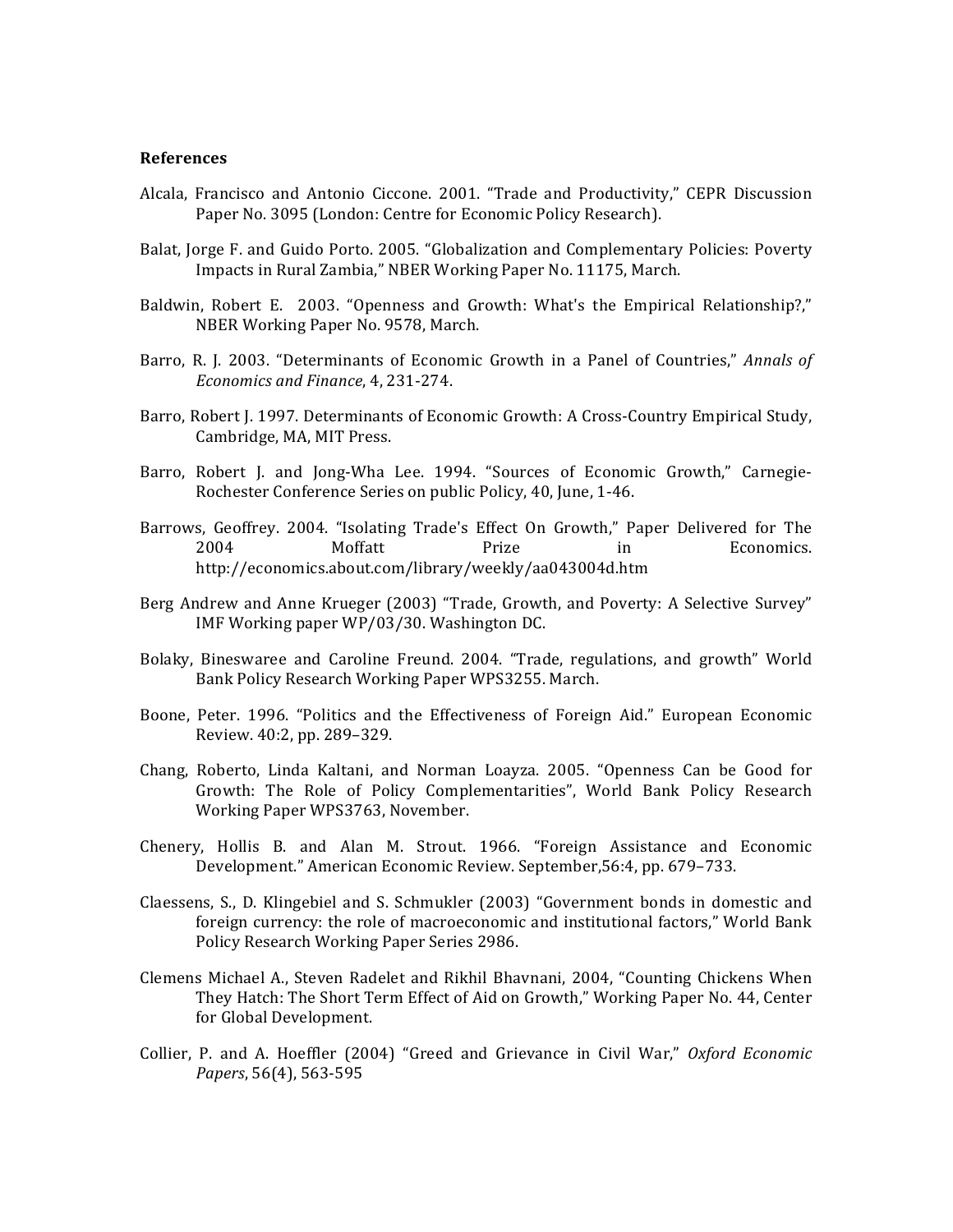**References**

Alcala, Francisco and Antonio Ciccone. 2001. "Trade and Productivity," CEPR Discussion Paper No. 3095 (London: Centre for Economic Policy Research).

Balat, Jorge F. and Guido Porto. 2005. "Globalization and Complementary Policies: Poverty Impacts in Rural Zambia," NBER Working Paper No. 11175, March.

Baldwin, Robert E. 2003. "Openness and Growth: What's the Empirical Relationship?," NBER Working Paper No. 9578, March.

Barro, R. J. 2003. "Determinants of Economic Growth in a Panel of Countries," *Annals of Economics and Finance*, 4, 231-274.

Barro, Robert J. 1997. Determinants of Economic Growth: A Cross-Country Empirical Study, Cambridge, MA, MIT Press.

Barro, Robert J. and Jong-Wha Lee. 1994. "Sources of Economic Growth," Carnegie-Rochester Conference Series on public Policy, 40, June, 1-46.

Barrows, Geoffrey. 2004. "Isolating Trade's Effect On Growth," Paper Delivered for The 2004 Moffatt Prize in Economics. http://economics.about.com/library/weekly/aa043004d.htm

Berg Andrew and Anne Krueger (2003) "Trade, Growth, and Poverty: A Selective Survey" IMF Working paper WP/03/30. Washington DC.

Bolaky, Bineswaree and Caroline Freund. 2004. "Trade, regulations, and growth" World Bank Policy Research Working Paper WPS3255. March.

Boone, Peter. 1996. "Politics and the Effectiveness of Foreign Aid." European Economic Review. 40:2, pp. 289–329.

Chang, Roberto, Linda Kaltani, and Norman Loayza. 2005. "Openness Can be Good for Growth: The Role of Policy Complementarities", World Bank Policy Research Working Paper WPS3763, November.

Chenery, Hollis B. and Alan M. Strout. 1966. "Foreign Assistance and Economic Development." American Economic Review. September,56:4, pp. 679–733.

Claessens, S., D. Klingebiel and S. Schmukler (2003) "Government bonds in domestic and foreign currency: the role of macroeconomic and institutional factors," World Bank Policy Research Working Paper Series 2986.

Clemens Michael A., Steven Radelet and Rikhil Bhavnani, 2004, "Counting Chickens When They Hatch: The Short Term Effect of Aid on Growth," Working Paper No. 44, Center for Global Development.

Collier, P. and A. Hoeffler (2004) "Greed and Grievance in Civil War," *Oxford Economic Papers*, 56(4), 563-595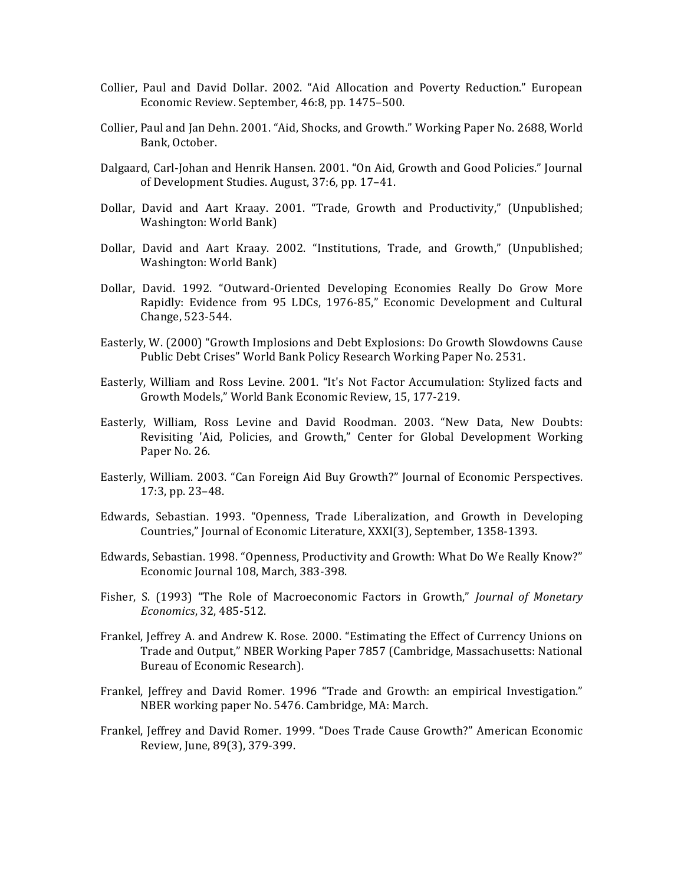Collier, Paul and David Dollar. 2002. “Aid Allocation and Poverty Reduction.” European Economic Review. September, 46:8, pp. 1475–500.

Collier, Paul and Jan Dehn. 2001. “Aid, Shocks, and Growth.” Working Paper No. 2688, World Bank, October.

Dalgaard, Carl-Johan and Henrik Hansen. 2001. “On Aid, Growth and Good Policies.” Journal of Development Studies. August, 37:6, pp. 17–41.

Dollar, David and Aart Kraay. 2001. “Trade, Growth and Productivity,” (Unpublished; Washington: World Bank)

Dollar, David and Aart Kraay. 2002. “Institutions, Trade, and Growth,” (Unpublished; Washington: World Bank)

Dollar, David. 1992. “Outward-Oriented Developing Economies Really Do Grow More Rapidly: Evidence from 95 LDCs, 1976-85,” Economic Development and Cultural Change, 523-544.

Easterly, W. (2000) “Growth Implosions and Debt Explosions: Do Growth Slowdowns Cause Public Debt Crises” World Bank Policy Research Working Paper No. 2531.

Easterly, William and Ross Levine. 2001. “It's Not Factor Accumulation: Stylized facts and Growth Models,” World Bank Economic Review, 15, 177-219.

Easterly, William, Ross Levine and David Roodman. 2003. “New Data, New Doubts: Revisiting 'Aid, Policies, and Growth,” Center for Global Development Working Paper No. 26.

Easterly, William. 2003. “Can Foreign Aid Buy Growth?” Journal of Economic Perspectives. 17:3, pp. 23–48.

Edwards, Sebastian. 1993. “Openness, Trade Liberalization, and Growth in Developing Countries,” Journal of Economic Literature, XXXI(3), September, 1358-1393.

Edwards, Sebastian. 1998. “Openness, Productivity and Growth: What Do We Really Know?” Economic Journal 108, March, 383-398.

Fisher, S. (1993) “The Role of Macroeconomic Factors in Growth,” *Journal of Monetary Economics*, 32, 485-512.

Frankel, Jeffrey A. and Andrew K. Rose. 2000. “Estimating the Effect of Currency Unions on Trade and Output,” NBER Working Paper 7857 (Cambridge, Massachusetts: National Bureau of Economic Research).

Frankel, Jeffrey and David Romer. 1996 “Trade and Growth: an empirical Investigation.” NBER working paper No. 5476. Cambridge, MA: March.

Frankel, Jeffrey and David Romer. 1999. “Does Trade Cause Growth?” American Economic Review, June, 89(3), 379-399.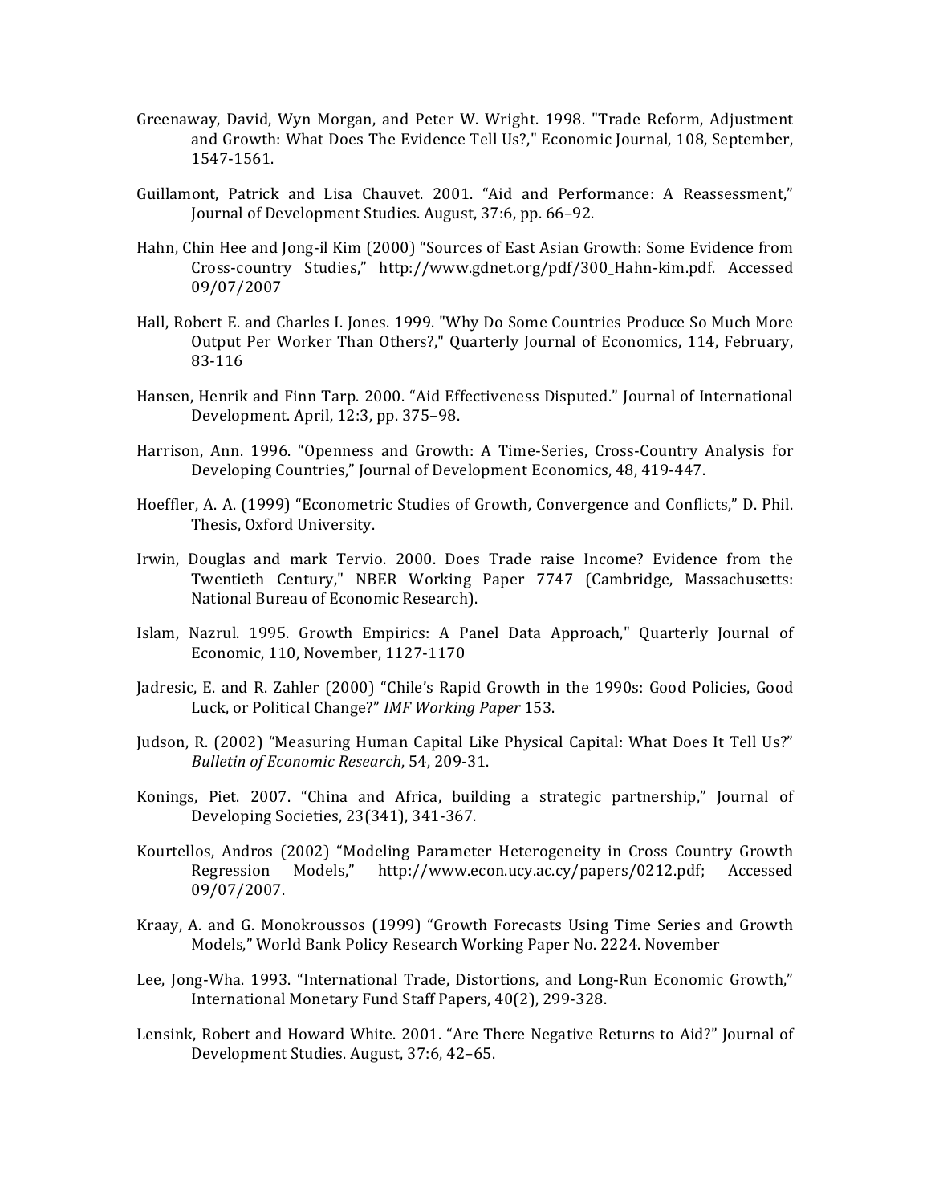Greenaway, David, Wyn Morgan, and Peter W. Wright. 1998. "Trade Reform, Adjustment and Growth: What Does The Evidence Tell Us?," Economic Journal, 108, September, 1547-1561.

Guillamont, Patrick and Lisa Chauvet. 2001. "Aid and Performance: A Reassessment," Journal of Development Studies. August, 37:6, pp. 66–92.

Hahn, Chin Hee and Jong-il Kim (2000) "Sources of East Asian Growth: Some Evidence from Cross-country Studies," http://www.gdnet.org/pdf/300_Hahn-kim.pdf. Accessed 09/07/2007

Hall, Robert E. and Charles I. Jones. 1999. "Why Do Some Countries Produce So Much More Output Per Worker Than Others?," Quarterly Journal of Economics, 114, February, 83-116

Hansen, Henrik and Finn Tarp. 2000. "Aid Effectiveness Disputed." Journal of International Development. April, 12:3, pp. 375–98.

Harrison, Ann. 1996. "Openness and Growth: A Time-Series, Cross-Country Analysis for Developing Countries," Journal of Development Economics, 48, 419-447.

Hoeffler, A. A. (1999) "Econometric Studies of Growth, Convergence and Conflicts," D. Phil. Thesis, Oxford University.

Irwin, Douglas and mark Tervio. 2000. Does Trade raise Income? Evidence from the Twentieth Century," NBER Working Paper 7747 (Cambridge, Massachusetts: National Bureau of Economic Research).

Islam, Nazrul. 1995. Growth Empirics: A Panel Data Approach," Quarterly Journal of Economic, 110, November, 1127-1170

Jadresic, E. and R. Zahler (2000) "Chile's Rapid Growth in the 1990s: Good Policies, Good Luck, or Political Change?" *IMF Working Paper* 153.

Judson, R. (2002) "Measuring Human Capital Like Physical Capital: What Does It Tell Us?" *Bulletin of Economic Research*, 54, 209-31.

Konings, Piet. 2007. "China and Africa, building a strategic partnership," Journal of Developing Societies, 23(341), 341-367.

Kourtellos, Andros (2002) "Modeling Parameter Heterogeneity in Cross Country Growth Regression Models," http://www.econ.ucy.ac.cy/papers/0212.pdf; Accessed 09/07/2007.

Kraay, A. and G. Monokroussos (1999) "Growth Forecasts Using Time Series and Growth Models," World Bank Policy Research Working Paper No. 2224. November

Lee, Jong-Wha. 1993. "International Trade, Distortions, and Long-Run Economic Growth," International Monetary Fund Staff Papers, 40(2), 299-328.

Lensink, Robert and Howard White. 2001. "Are There Negative Returns to Aid?" Journal of Development Studies. August, 37:6, 42–65.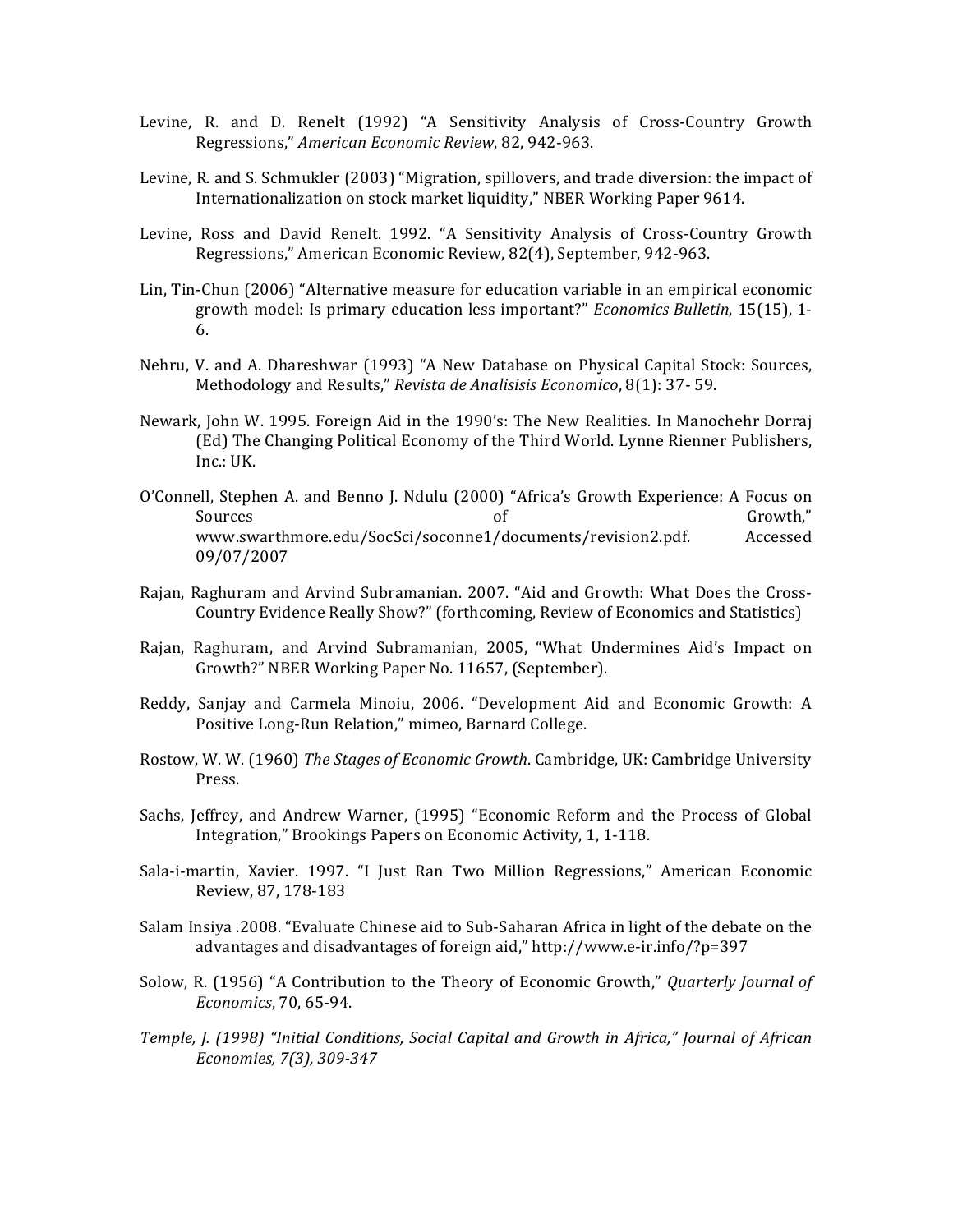Levine, R. and D. Renelt (1992) "A Sensitivity Analysis of Cross-Country Growth Regressions," *American Economic Review*, 82, 942-963.

Levine, R. and S. Schmukler (2003) "Migration, spillovers, and trade diversion: the impact of Internationalization on stock market liquidity," NBER Working Paper 9614.

Levine, Ross and David Renelt. 1992. "A Sensitivity Analysis of Cross-Country Growth Regressions," American Economic Review, 82(4), September, 942-963.

Lin, Tin-Chun (2006) "Alternative measure for education variable in an empirical economic growth model: Is primary education less important?" *Economics Bulletin*, 15(15), 1-6.

Nehru, V. and A. Dhareshwar (1993) "A New Database on Physical Capital Stock: Sources, Methodology and Results," *Revista de Analisisis Economico*, 8(1): 37- 59.

Newark, John W. 1995. Foreign Aid in the 1990's: The New Realities. In Manochehr Dorraj (Ed) The Changing Political Economy of the Third World. Lynne Rienner Publishers, Inc.: UK.

O'Connell, Stephen A. and Benno J. Ndulu (2000) "Africa's Growth Experience: A Focus on Sources of Growth," www.swarthmore.edu/SocSci/soconne1/documents/revision2.pdf. Accessed 09/07/2007

Rajan, Raghuram and Arvind Subramanian. 2007. "Aid and Growth: What Does the Cross-Country Evidence Really Show?" (forthcoming, Review of Economics and Statistics)

Rajan, Raghuram, and Arvind Subramanian, 2005, "What Undermines Aid's Impact on Growth?" NBER Working Paper No. 11657, (September).

Reddy, Sanjay and Carmela Minoiu, 2006. "Development Aid and Economic Growth: A Positive Long-Run Relation," mimeo, Barnard College.

Rostow, W. W. (1960) *The Stages of Economic Growth*. Cambridge, UK: Cambridge University Press.

Sachs, Jeffrey, and Andrew Warner, (1995) "Economic Reform and the Process of Global Integration," Brookings Papers on Economic Activity, 1, 1-118.

Sala-i-martin, Xavier. 1997. "I Just Ran Two Million Regressions," American Economic Review, 87, 178-183

Salam Insiya .2008. "Evaluate Chinese aid to Sub-Saharan Africa in light of the debate on the advantages and disadvantages of foreign aid," http://www.e-ir.info/?p=397

Solow, R. (1956) "A Contribution to the Theory of Economic Growth," *Quarterly Journal of Economics*, 70, 65-94.

*Temple, J. (1998) "Initial Conditions, Social Capital and Growth in Africa," Journal of African Economies, 7(3), 309-347*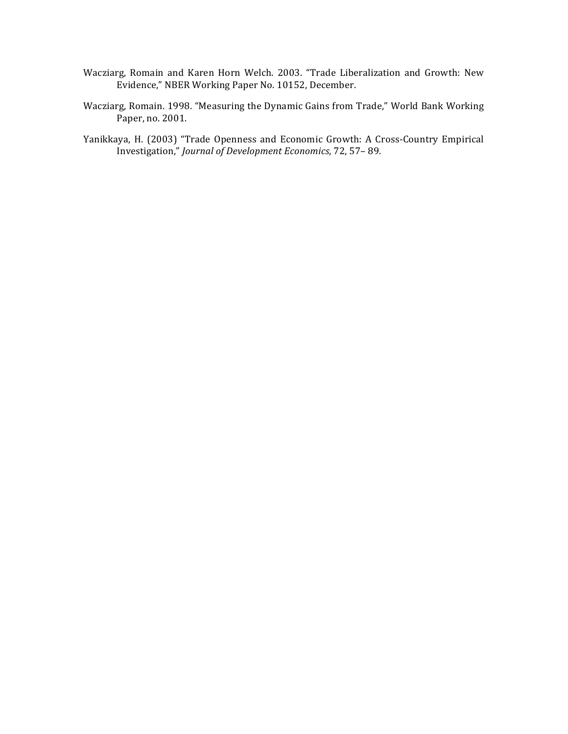Wacziarg, Romain and Karen Horn Welch. 2003. "Trade Liberalization and Growth: New Evidence," NBER Working Paper No. 10152, December.

Wacziarg, Romain. 1998. "Measuring the Dynamic Gains from Trade," World Bank Working Paper, no. 2001.

Yanikkaya, H. (2003) "Trade Openness and Economic Growth: A Cross-Country Empirical Investigation," *Journal of Development Economics*, 72, 57– 89.